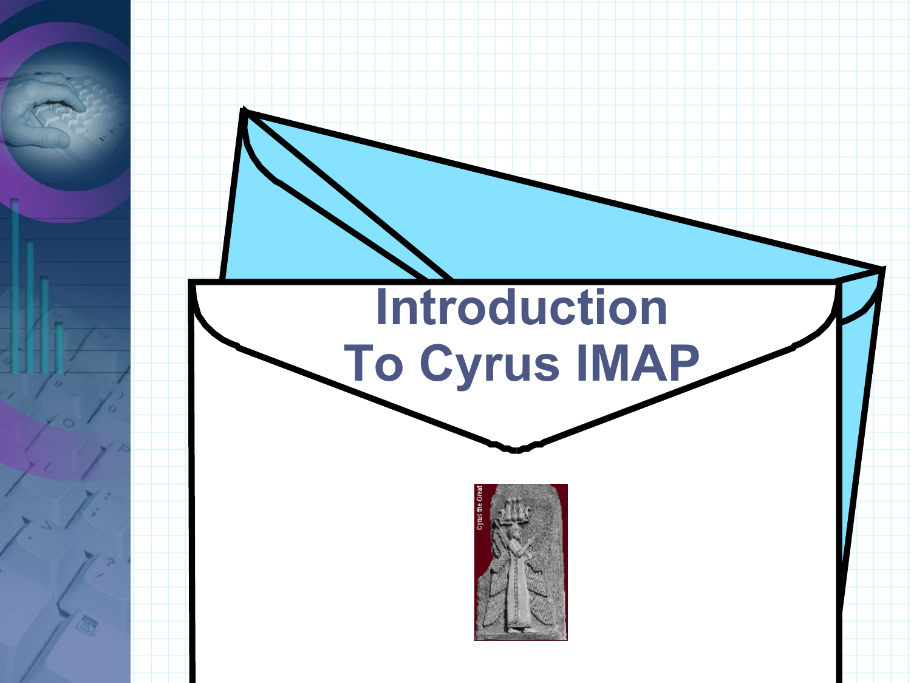# Introduction To Cyrus IMAP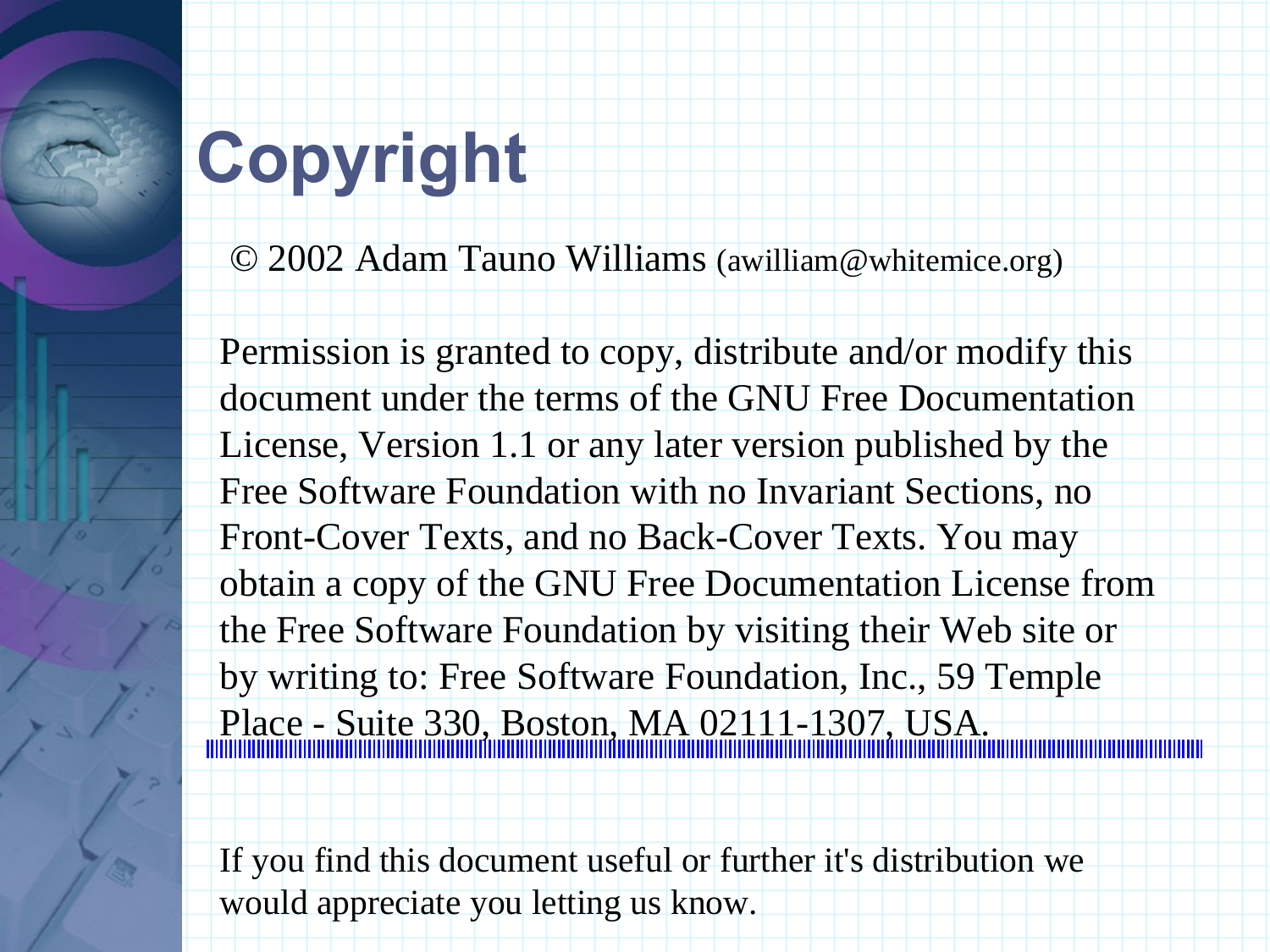# Copyright

© 2002 Adam Tauno Williams (awilliam@whitemice.org)

Permission is granted to copy, distribute and/or modify this document under the terms of the GNU Free Documentation License, Version 1.1 or any later version published by the Free Software Foundation with no Invariant Sections, no Front-Cover Texts, and no Back-Cover Texts. You may obtain a copy of the GNU Free Documentation License from the Free Software Foundation by visiting their Web site or by writing to: Free Software Foundation, Inc., 59 Temple Place - Suite 330, Boston, MA 02111-1307, USA.

If you find this document useful or further it's distribution we would appreciate you letting us know.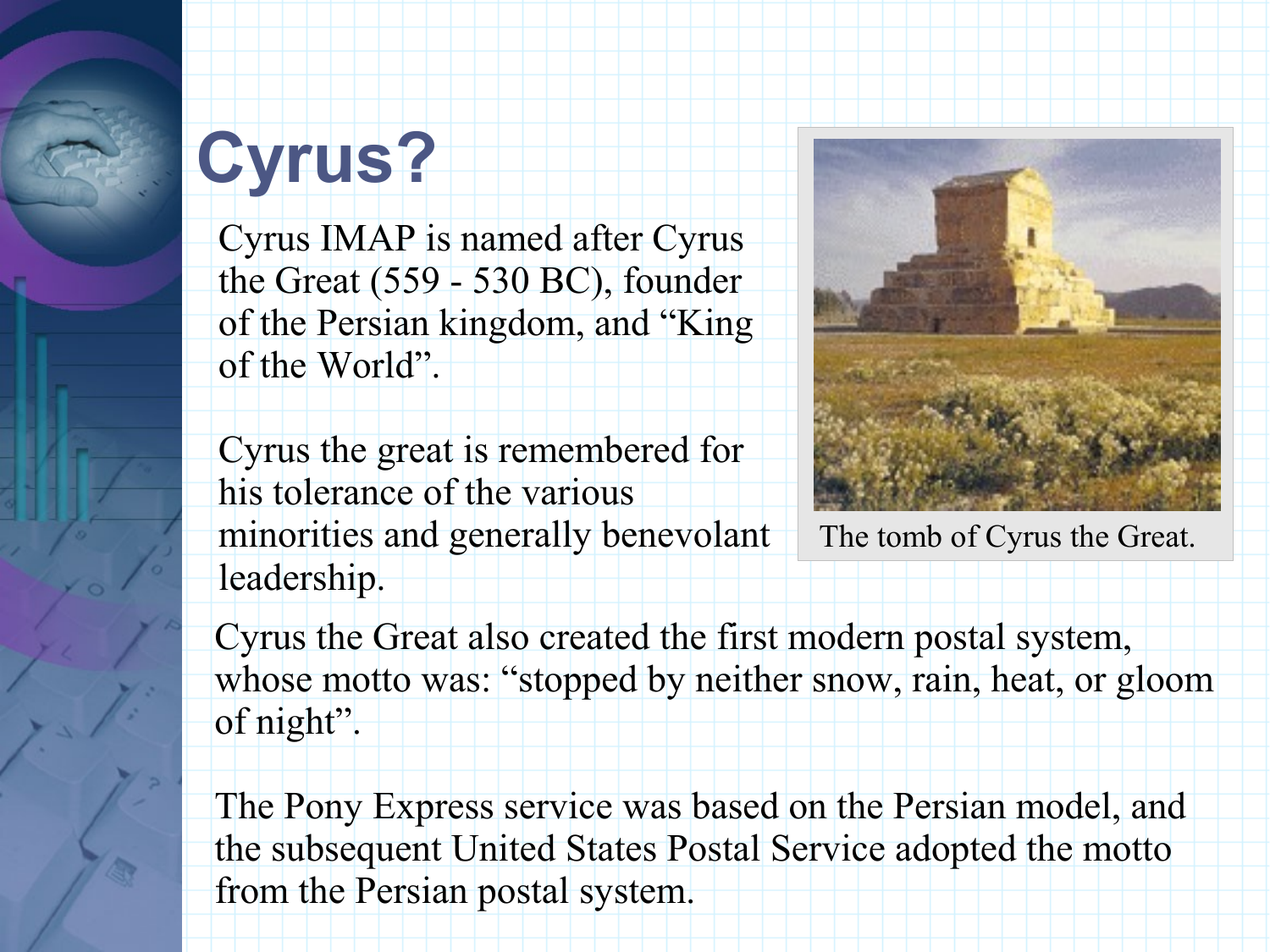# Cyrus?

Cyrus IMAP is named after Cyrus the Great (559 - 530 BC), founder of the Persian kingdom, and "King of the World".

Cyrus the great is remembered for his tolerance of the various minorities and generally benevolent leadership.

The tomb of Cyrus the Great.

Cyrus the Great also created the first modern postal system, whose motto was: "stopped by neither snow, rain, heat, or gloom of night".

The Pony Express service was based on the Persian model, and the subsequent United States Postal Service adopted the motto from the Persian postal system.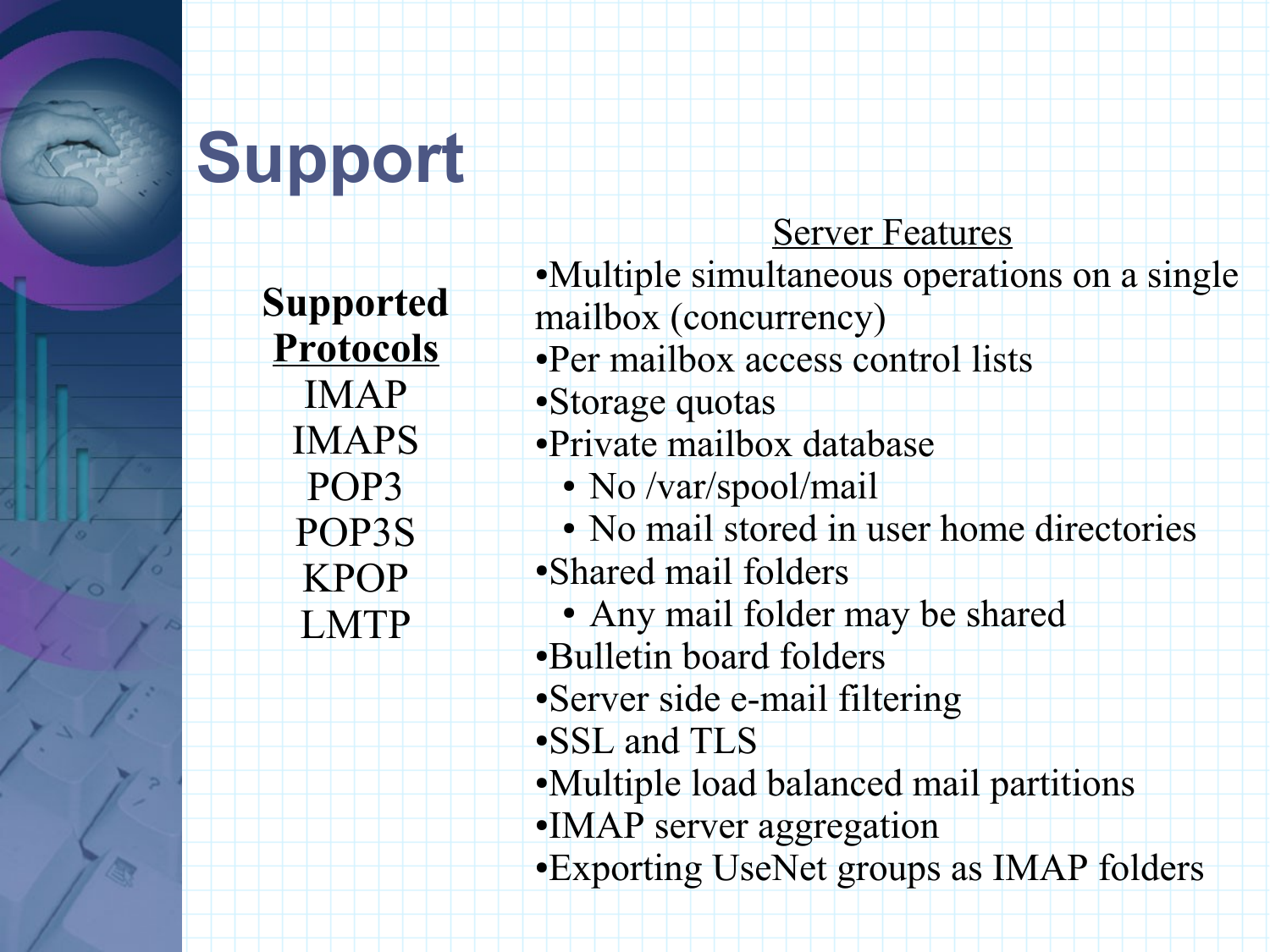# Support

**Supported Protocols**

IMAP
IMAPS
POP3
POP3S
KPOP
LMTP

Server Features

- Multiple simultaneous operations on a single mailbox (concurrency)
- Per mailbox access control lists
- Storage quotas
- Private mailbox database
  - No /var/spool/mail
  - No mail stored in user home directories
- Shared mail folders
  - Any mail folder may be shared
- Bulletin board folders
- Server side e-mail filtering
- SSL and TLS
- Multiple load balanced mail partitions
- IMAP server aggregation
- Exporting UseNet groups as IMAP folders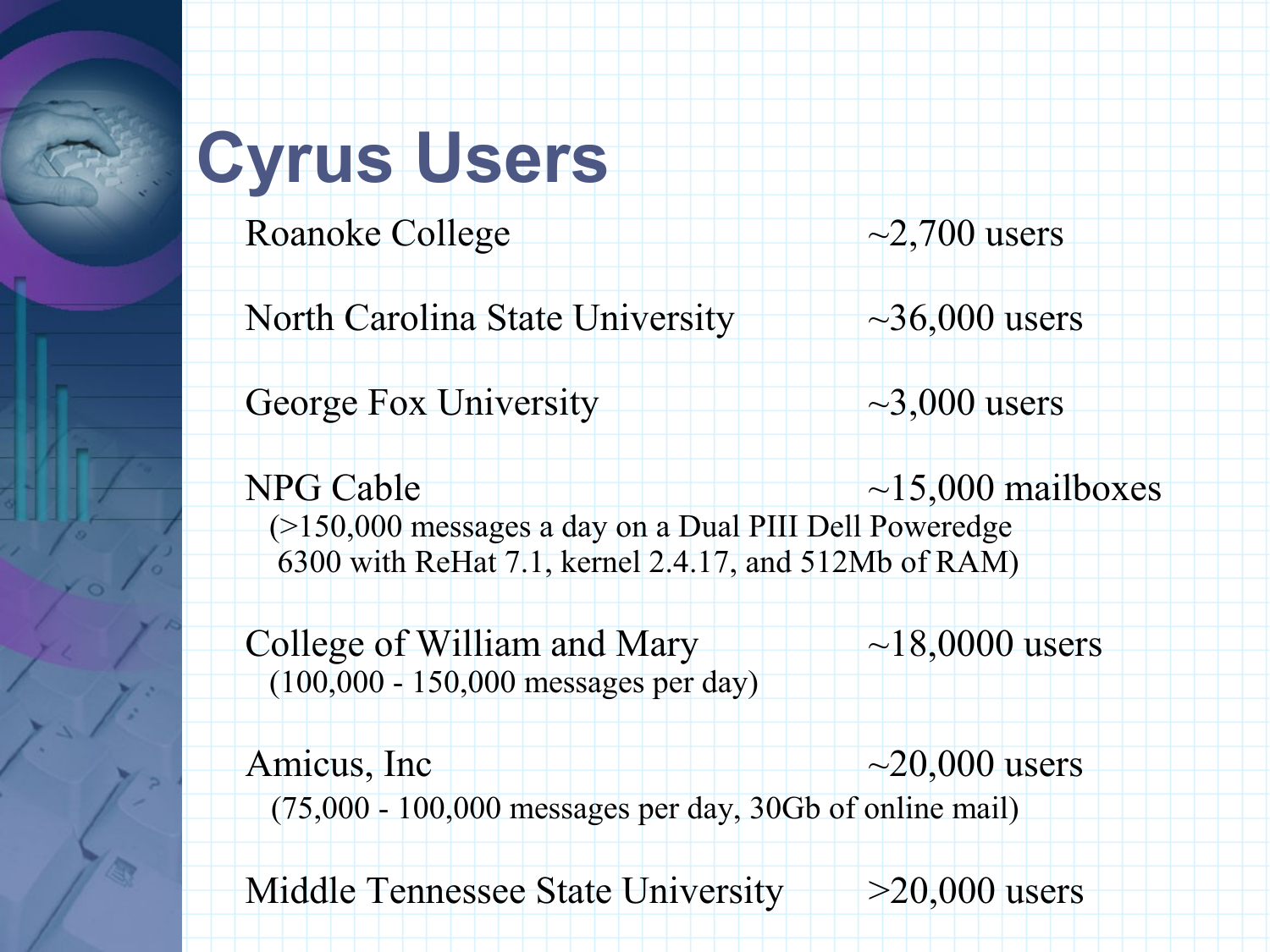# Cyrus Users

| | |
|---|---|
| Roanoke College | ~2,700 users |
| North Carolina State University | ~36,000 users |
| George Fox University | ~3,000 users |
| NPG Cable | ~15,000 mailboxes |
| (>150,000 messages a day on a Dual PIII Dell Poweredge 6300 with ReHat 7.1, kernel 2.4.17, and 512Mb of RAM) | |
| College of William and Mary | ~18,0000 users |
| (100,000 - 150,000 messages per day) | |
| Amicus, Inc | ~20,000 users |
| (75,000 - 100,000 messages per day, 30Gb of online mail) | |
| Middle Tennessee State University | >20,000 users |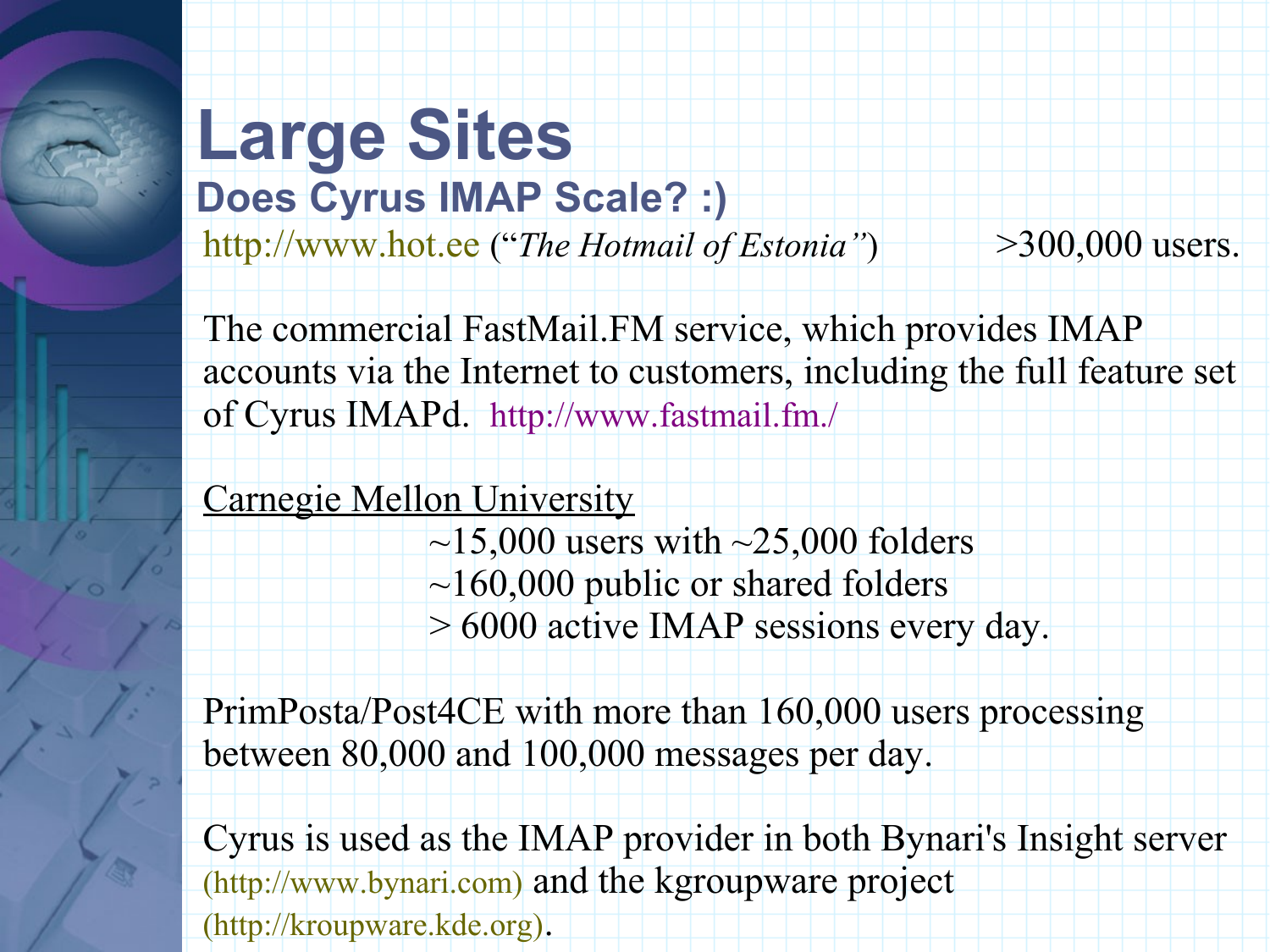# Large Sites

## Does Cyrus IMAP Scale? :)

http://www.hot.ee (“*The Hotmail of Estonia”*) >300,000 users.

The commercial FastMail.FM service, which provides IMAP accounts via the Internet to customers, including the full feature set of Cyrus IMAPd. http://www.fastmail.fm./

Carnegie Mellon University

~15,000 users with ~25,000 folders
~160,000 public or shared folders
> 6000 active IMAP sessions every day.

PrimPosta/Post4CE with more than 160,000 users processing between 80,000 and 100,000 messages per day.

Cyrus is used as the IMAP provider in both Bynari's Insight server (http://www.bynari.com) and the kgroupware project (http://kroupware.kde.org).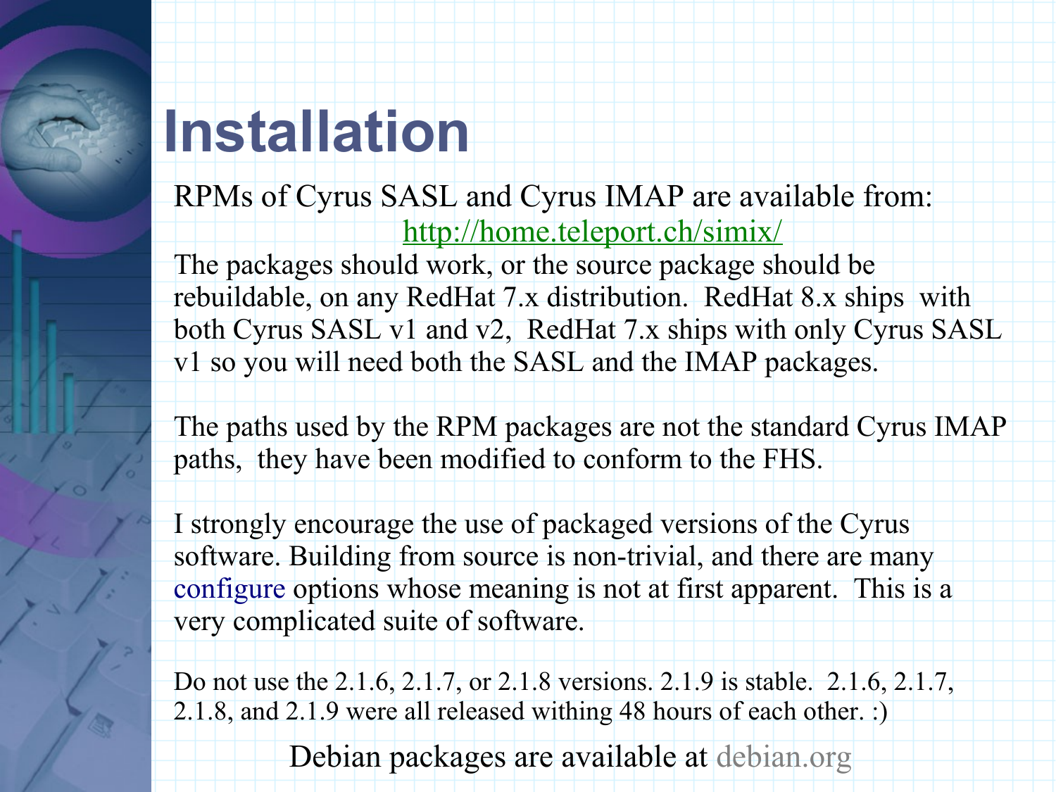# Installation

RPMs of Cyrus SASL and Cyrus IMAP are available from:

http://home.teleport.ch/simix/

The packages should work, or the source package should be rebuildable, on any RedHat 7.x distribution. RedHat 8.x ships with both Cyrus SASL v1 and v2, RedHat 7.x ships with only Cyrus SASL v1 so you will need both the SASL and the IMAP packages.

The paths used by the RPM packages are not the standard Cyrus IMAP paths, they have been modified to conform to the FHS.

I strongly encourage the use of packaged versions of the Cyrus software. Building from source is non-trivial, and there are many configure options whose meaning is not at first apparent. This is a very complicated suite of software.

Do not use the 2.1.6, 2.1.7, or 2.1.8 versions. 2.1.9 is stable. 2.1.6, 2.1.7, 2.1.8, and 2.1.9 were all released withing 48 hours of each other. :)

Debian packages are available at debian.org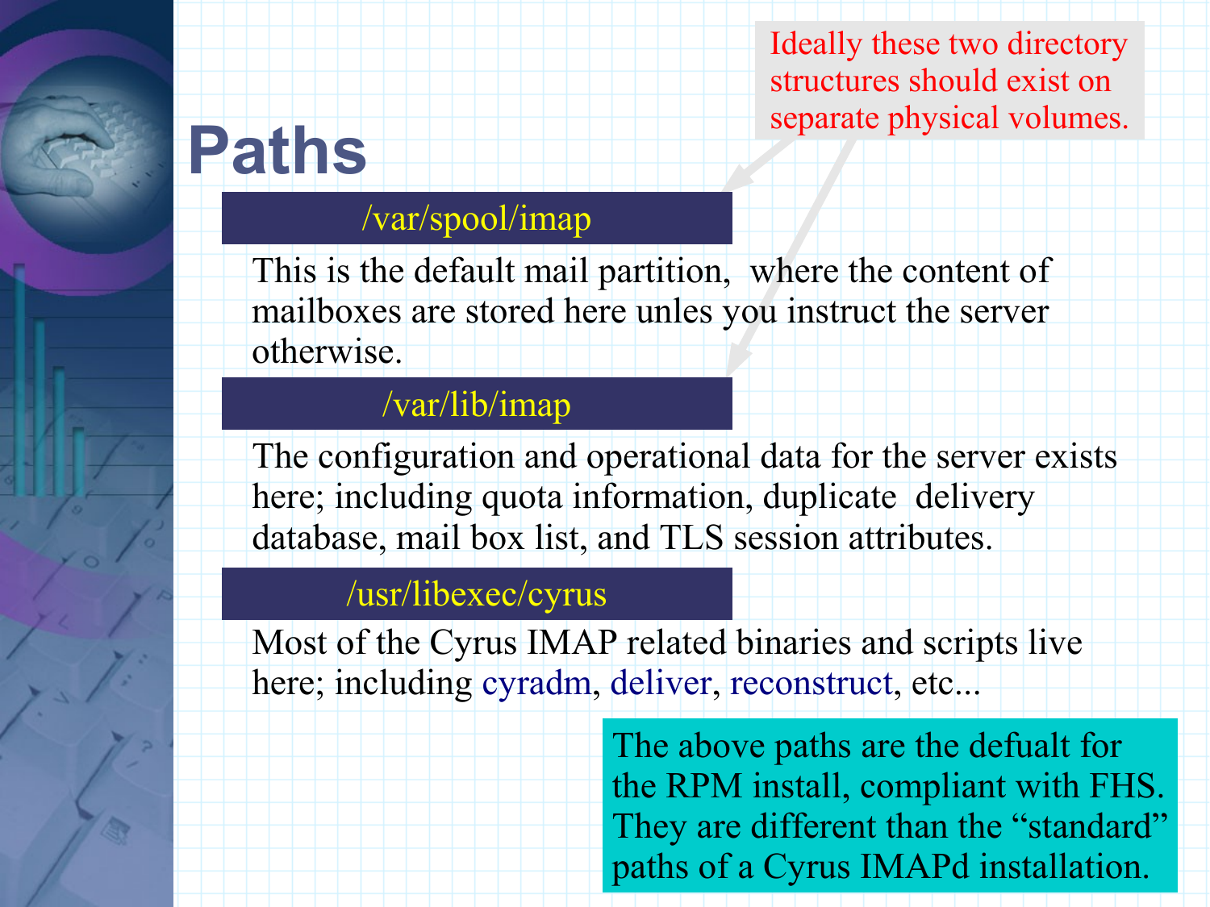# Paths

> Ideally these two directory structures should exist on separate physical volumes.

### /var/spool/imap

This is the default mail partition, where the content of mailboxes are stored here unles you instruct the server otherwise.

### /var/lib/imap

The configuration and operational data for the server exists here; including quota information, duplicate delivery database, mail box list, and TLS session attributes.

### /usr/libexec/cyrus

Most of the Cyrus IMAP related binaries and scripts live here; including cyradm, deliver, reconstruct, etc...

> The above paths are the defualt for the RPM install, compliant with FHS. They are different than the “standard” paths of a Cyrus IMAPd installation.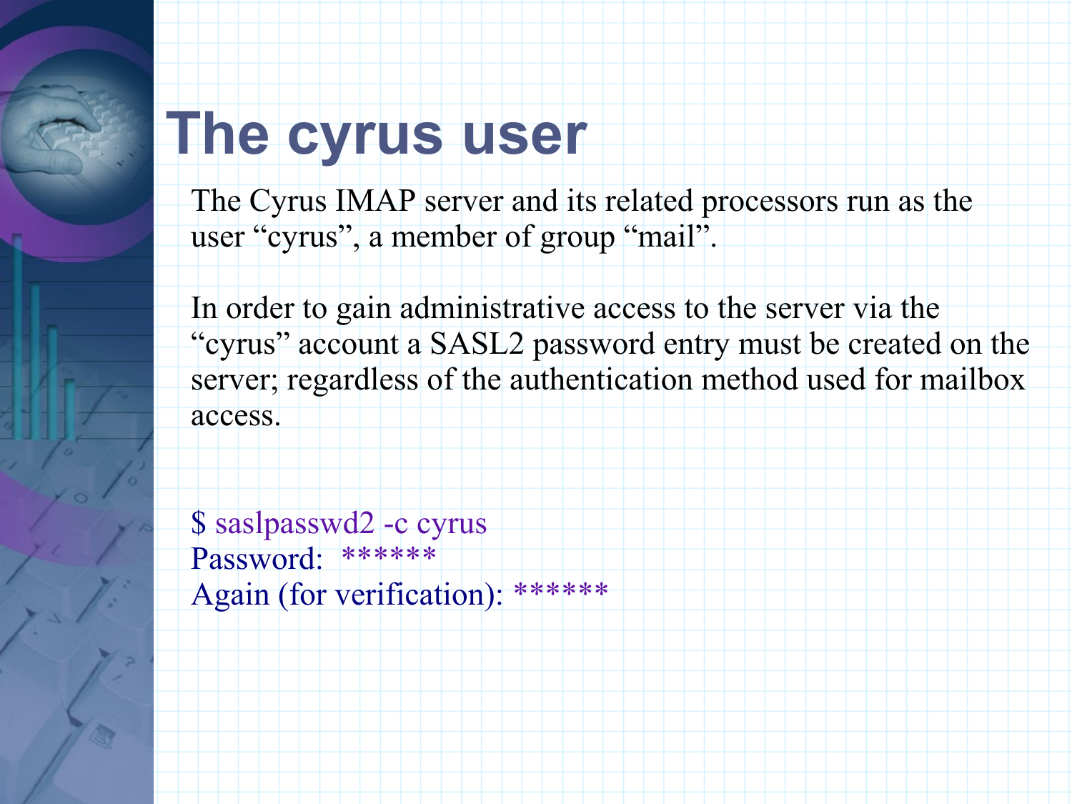# The cyrus user

The Cyrus IMAP server and its related processors run as the user “cyrus”, a member of group “mail”.

In order to gain administrative access to the server via the “cyrus” account a SASL2 password entry must be created on the server; regardless of the authentication method used for mailbox access.

```
$ saslpasswd2 -c cyrus
Password:  ******
Again (for verification): ******
```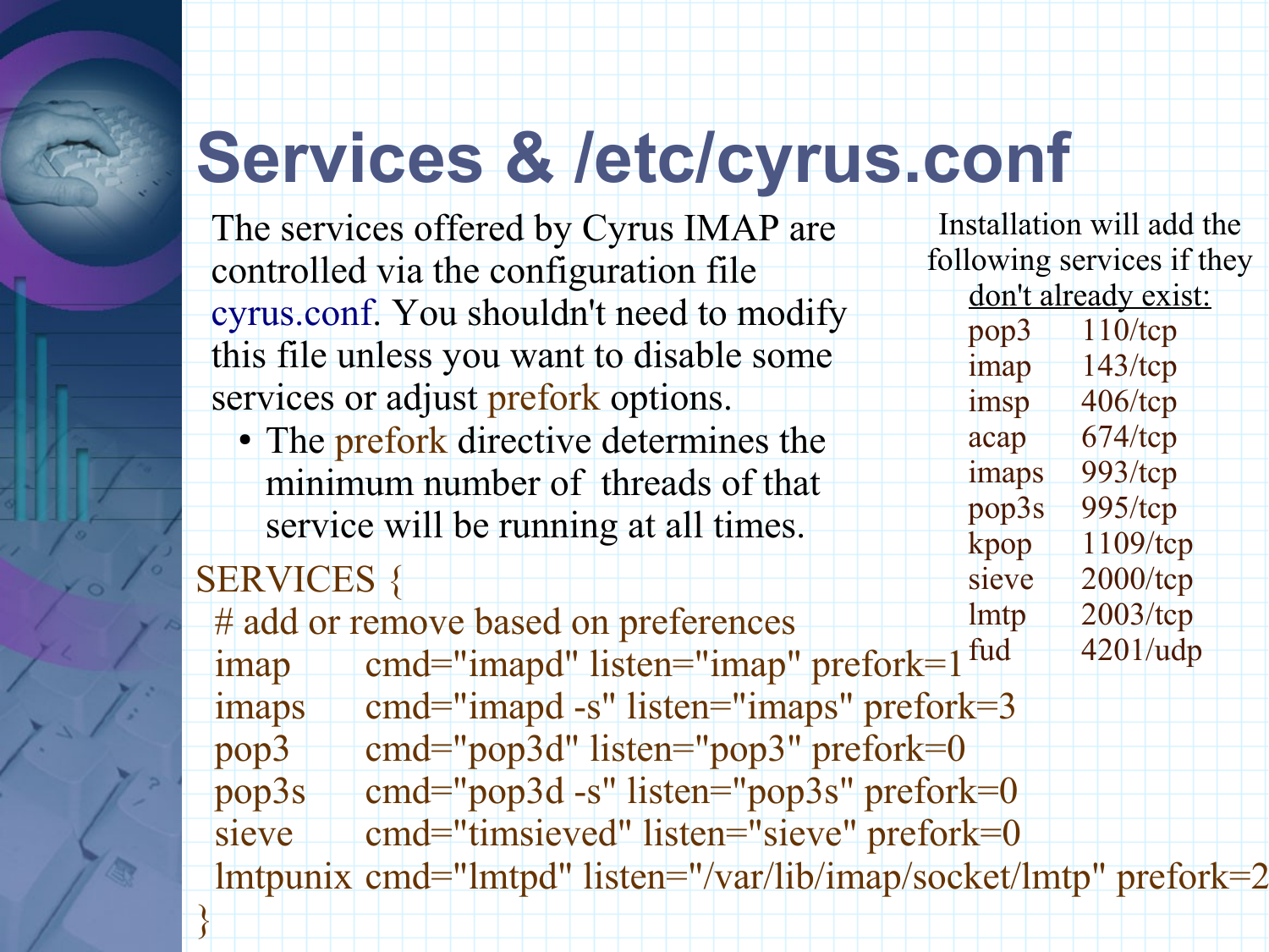# Services & /etc/cyrus.conf

The services offered by Cyrus IMAP are controlled via the configuration file cyrus.conf. You shouldn't need to modify this file unless you want to disable some services or adjust prefork options.

- The prefork directive determines the minimum number of threads of that service will be running at all times.

```
SERVICES {
  # add or remove based on preferences
  imap      cmd="imapd" listen="imap" prefork=1
  imaps     cmd="imapd -s" listen="imaps" prefork=3
  pop3      cmd="pop3d" listen="pop3" prefork=0
  pop3s     cmd="pop3d -s" listen="pop3s" prefork=0
  sieve     cmd="timsieved" listen="sieve" prefork=0
  lmtpunix  cmd="lmtpd" listen="/var/lib/imap/socket/lmtp" prefork=2
}
```

Installation will add the following services if they don't already exist:

| | |
|---|---|
| pop3 | 110/tcp |
| imap | 143/tcp |
| imsp | 406/tcp |
| acap | 674/tcp |
| imaps | 993/tcp |
| pop3s | 995/tcp |
| kpop | 1109/tcp |
| sieve | 2000/tcp |
| lmtp | 2003/tcp |
| fud | 4201/udp |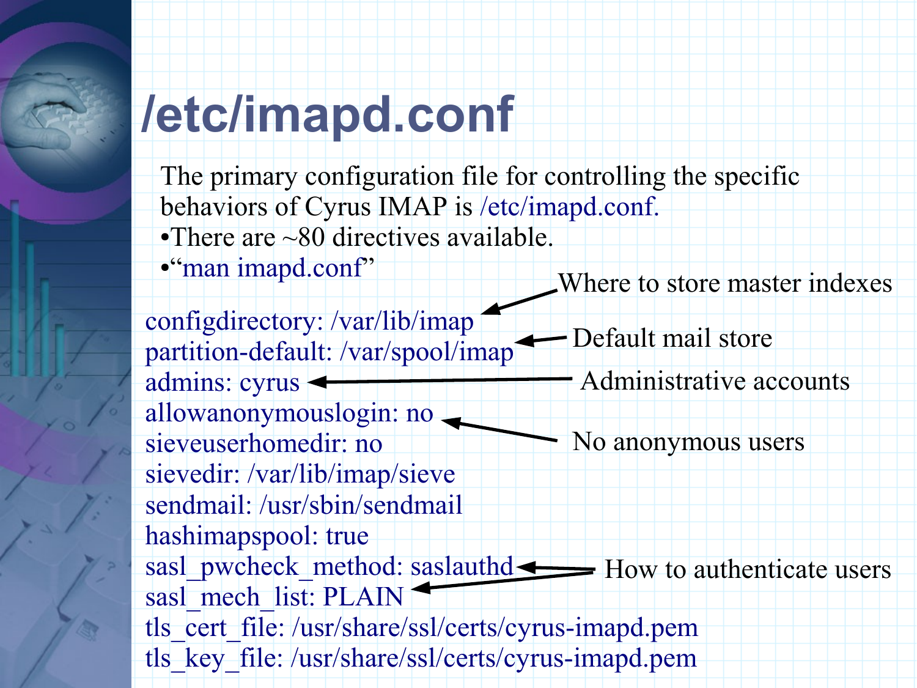# /etc/imapd.conf

The primary configuration file for controlling the specific behaviors of Cyrus IMAP is /etc/imapd.conf.

- There are ~80 directives available.
- "man imapd.conf"

```
configdirectory: /var/lib/imap          <- Where to store master indexes
partition-default: /var/spool/imap      <- Default mail store
admins: cyrus                           <- Administrative accounts
allowanonymouslogin: no                 <- No anonymous users
sieveuserhomedir: no
sievedir: /var/lib/imap/sieve
sendmail: /usr/sbin/sendmail
hashimapspool: true
sasl_pwcheck_method: saslauthd          <- How to authenticate users
sasl_mech_list: PLAIN                   <- How to authenticate users
tls_cert_file: /usr/share/ssl/certs/cyrus-imapd.pem
tls_key_file: /usr/share/ssl/certs/cyrus-imapd.pem
```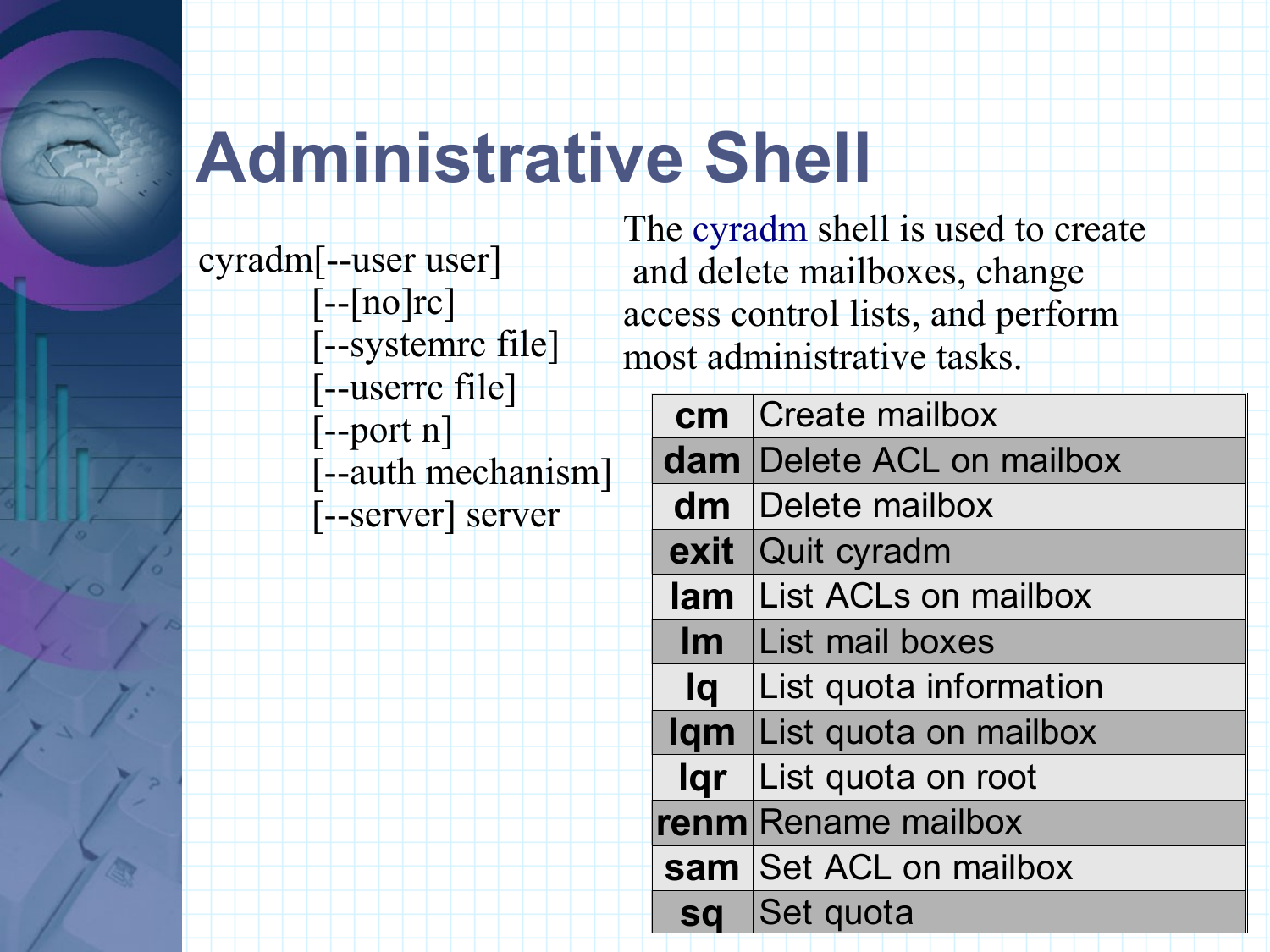# Administrative Shell

```
cyradm[--user user]
        [--[no]rc]
        [--systemrc file]
        [--userrc file]
        [--port n]
        [--auth mechanism]
        [--server] server
```

The cyradm shell is used to create and delete mailboxes, change access control lists, and perform most administrative tasks.

| | |
|---|---|
| **cm** | Create mailbox |
| **dam** | Delete ACL on mailbox |
| **dm** | Delete mailbox |
| **exit** | Quit cyradm |
| **lam** | List ACLs on mailbox |
| **lm** | List mail boxes |
| **lq** | List quota information |
| **lqm** | List quota on mailbox |
| **lqr** | List quota on root |
| **renm** | Rename mailbox |
| **sam** | Set ACL on mailbox |
| **sq** | Set quota |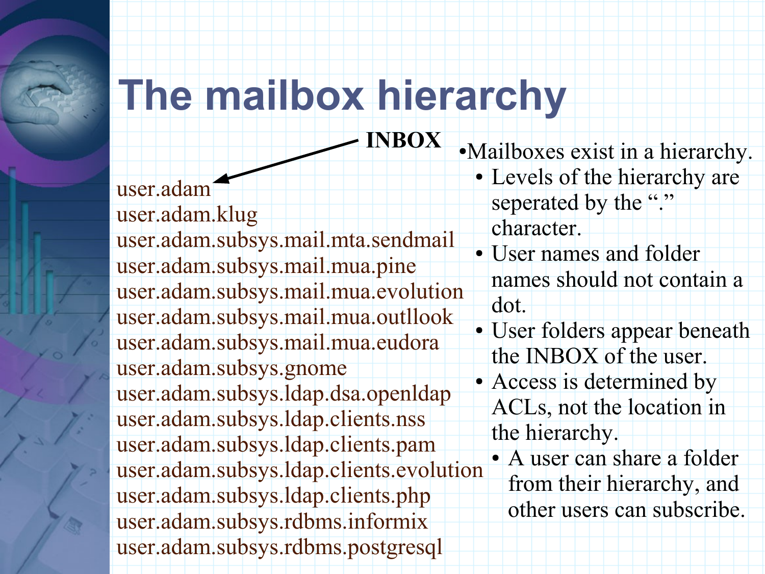# The mailbox hierarchy

INBOX → user.adam

```
user.adam
user.adam.klug
user.adam.subsys.mail.mta.sendmail
user.adam.subsys.mail.mua.pine
user.adam.subsys.mail.mua.evolution
user.adam.subsys.mail.mua.outllook
user.adam.subsys.mail.mua.eudora
user.adam.subsys.gnome
user.adam.subsys.ldap.dsa.openldap
user.adam.subsys.ldap.clients.nss
user.adam.subsys.ldap.clients.pam
user.adam.subsys.ldap.clients.evolution
user.adam.subsys.ldap.clients.php
user.adam.subsys.rdbms.informix
user.adam.subsys.rdbms.postgresql
```

- Mailboxes exist in a hierarchy.
  - Levels of the hierarchy are seperated by the "." character.
  - User names and folder names should not contain a dot.
  - User folders appear beneath the INBOX of the user.
  - Access is determined by ACLs, not the location in the hierarchy.
    - A user can share a folder from their hierarchy, and other users can subscribe.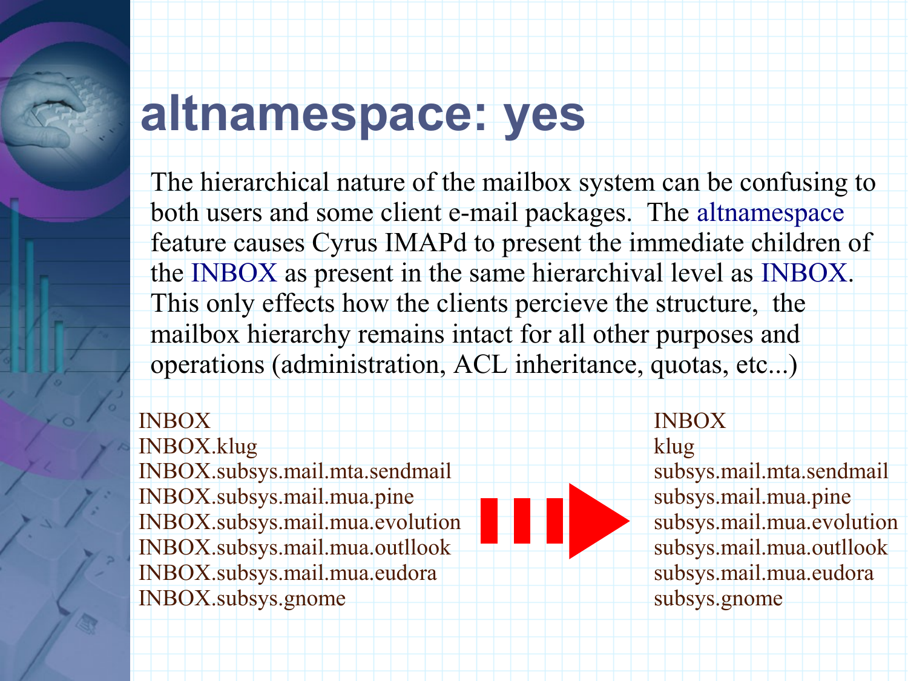# altnamespace: yes

The hierarchical nature of the mailbox system can be confusing to both users and some client e-mail packages. The altnamespace feature causes Cyrus IMAPd to present the immediate children of the INBOX as present in the same hierarchival level as INBOX. This only effects how the clients percieve the structure, the mailbox hierarchy remains intact for all other purposes and operations (administration, ACL inheritance, quotas, etc...)

```
INBOX
INBOX.klug
INBOX.subsys.mail.mta.sendmail
INBOX.subsys.mail.mua.pine
INBOX.subsys.mail.mua.evolution
INBOX.subsys.mail.mua.outllook
INBOX.subsys.mail.mua.eudora
INBOX.subsys.gnome
```

```
INBOX
klug
subsys.mail.mta.sendmail
subsys.mail.mua.pine
subsys.mail.mua.evolution
subsys.mail.mua.outllook
subsys.mail.mua.eudora
subsys.gnome
```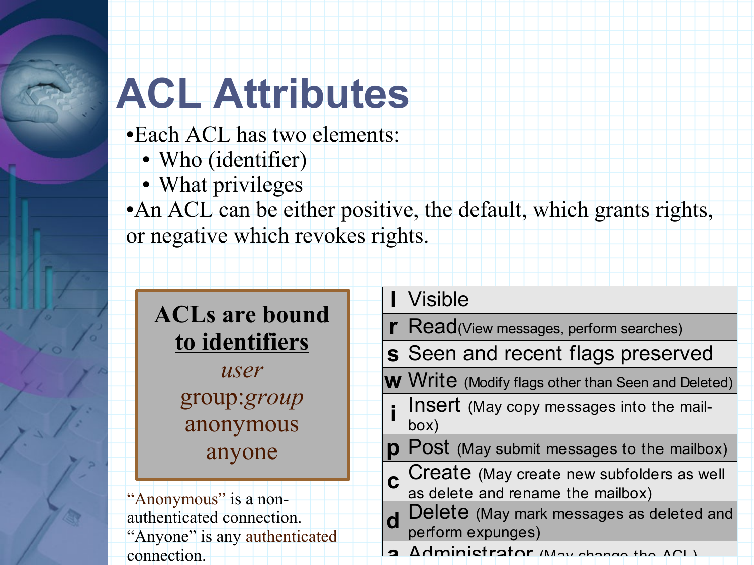# ACL Attributes

- Each ACL has two elements:
  - Who (identifier)
  - What privileges
- An ACL can be either positive, the default, which grants rights, or negative which revokes rights.

**ACLs are bound <u>to identifiers</u>**

*user*

group:*group*

anonymous

anyone

"Anonymous" is a non-authenticated connection. "Anyone" is any authenticated connection.

| | |
|---|---|
| **l** | Visible |
| **r** | Read(View messages, perform searches) |
| **s** | Seen and recent flags preserved |
| **w** | Write (Modify flags other than Seen and Deleted) |
| **i** | Insert (May copy messages into the mail-box) |
| **p** | Post (May submit messages to the mailbox) |
| **c** | Create (May create new subfolders as well as delete and rename the mailbox) |
| **d** | Delete (May mark messages as deleted and perform expunges) |
| **a** | Administrator (May change the ACL) |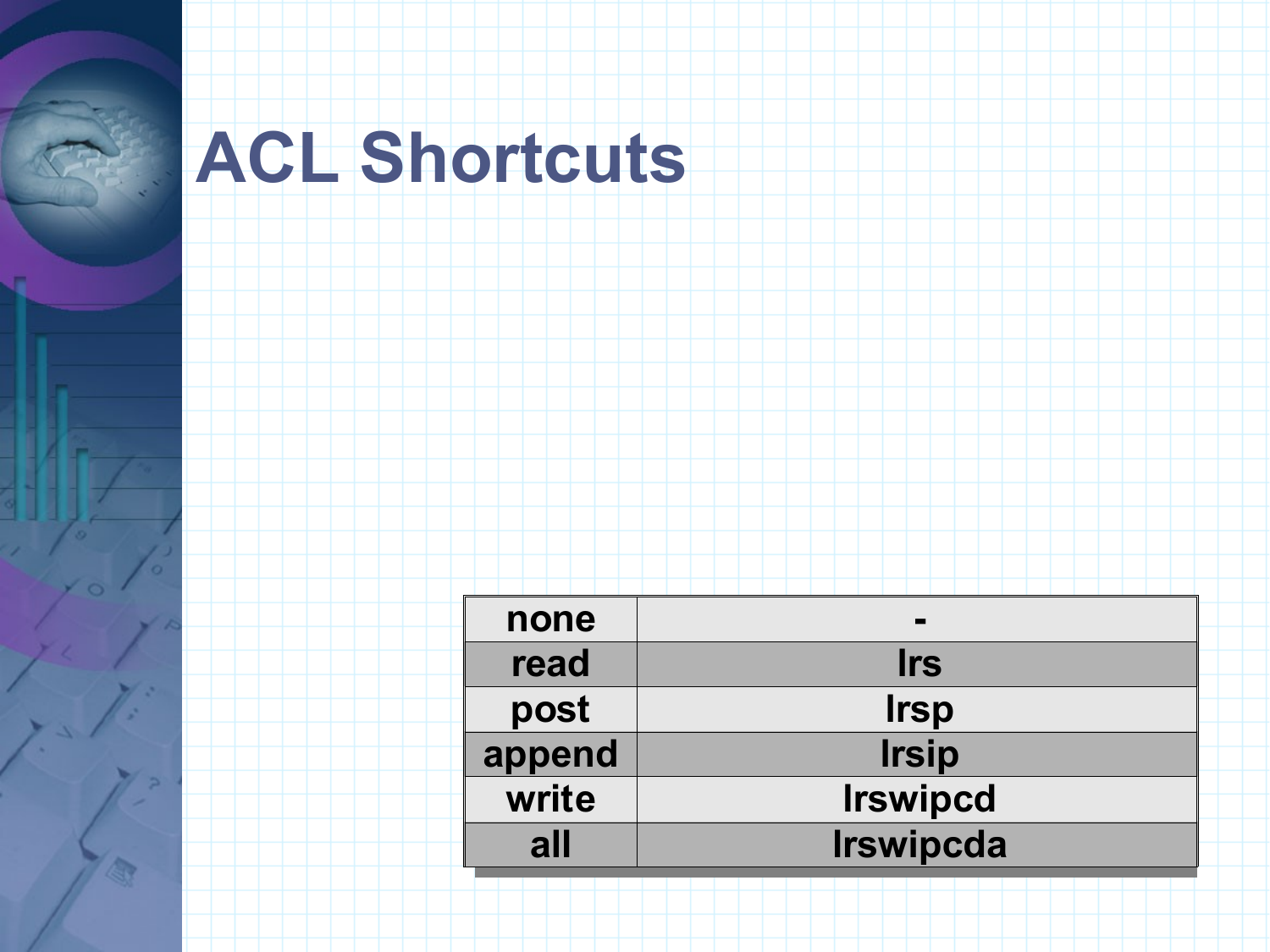# ACL Shortcuts

| | |
|---|---|
| none | - |
| read | lrs |
| post | lrsp |
| append | lrsip |
| write | lrswipcd |
| all | lrswipcda |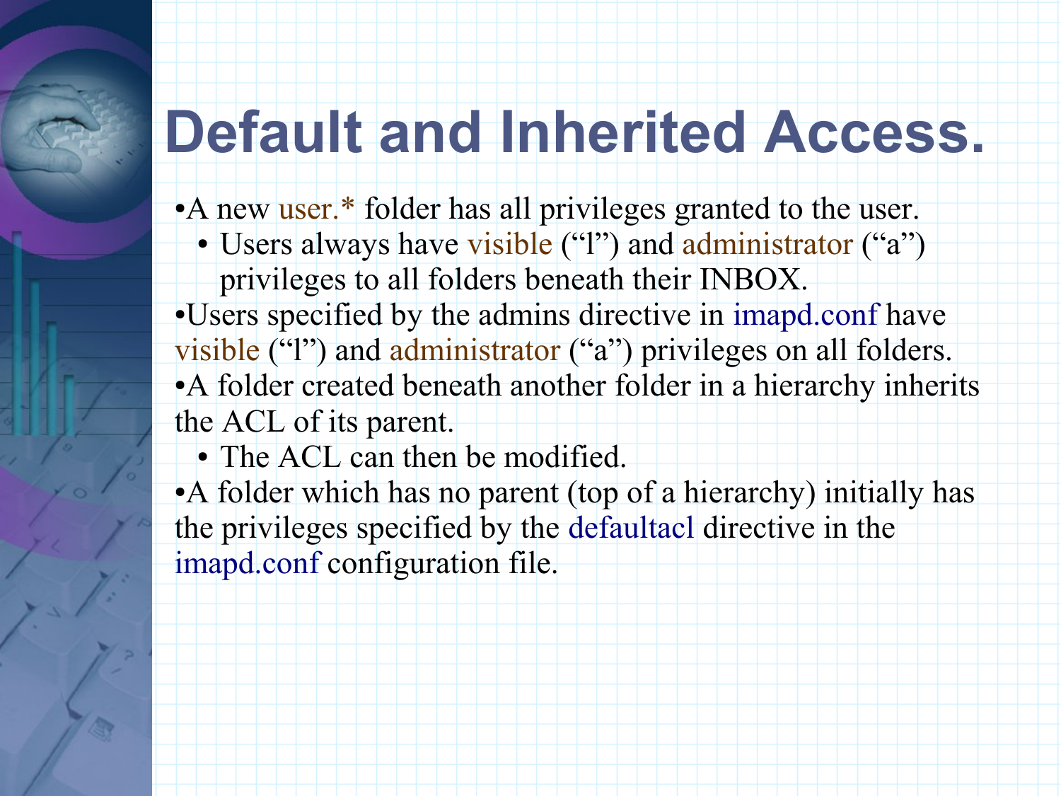# Default and Inherited Access.

- A new user.* folder has all privileges granted to the user.
  - Users always have visible (“l”) and administrator (“a”) privileges to all folders beneath their INBOX.
- Users specified by the admins directive in imapd.conf have visible (“l”) and administrator (“a”) privileges on all folders.
- A folder created beneath another folder in a hierarchy inherits the ACL of its parent.
  - The ACL can then be modified.
- A folder which has no parent (top of a hierarchy) initially has the privileges specified by the defaultacl directive in the imapd.conf configuration file.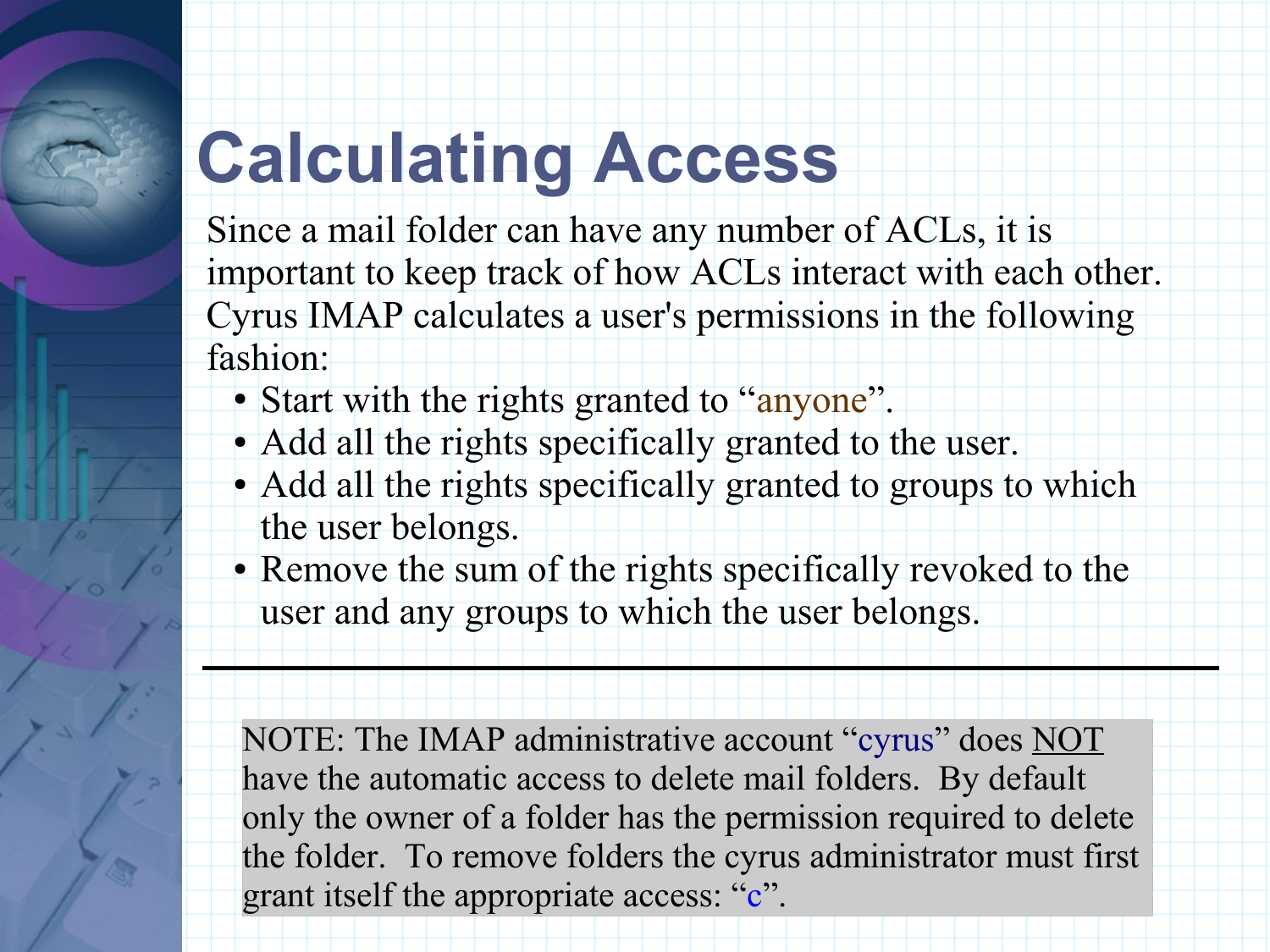# Calculating Access

Since a mail folder can have any number of ACLs, it is important to keep track of how ACLs interact with each other. Cyrus IMAP calculates a user's permissions in the following fashion:

- Start with the rights granted to “anyone”.
- Add all the rights specifically granted to the user.
- Add all the rights specifically granted to groups to which the user belongs.
- Remove the sum of the rights specifically revoked to the user and any groups to which the user belongs.

---

NOTE: The IMAP administrative account “cyrus” does NOT have the automatic access to delete mail folders. By default only the owner of a folder has the permission required to delete the folder. To remove folders the cyrus administrator must first grant itself the appropriate access: “c”.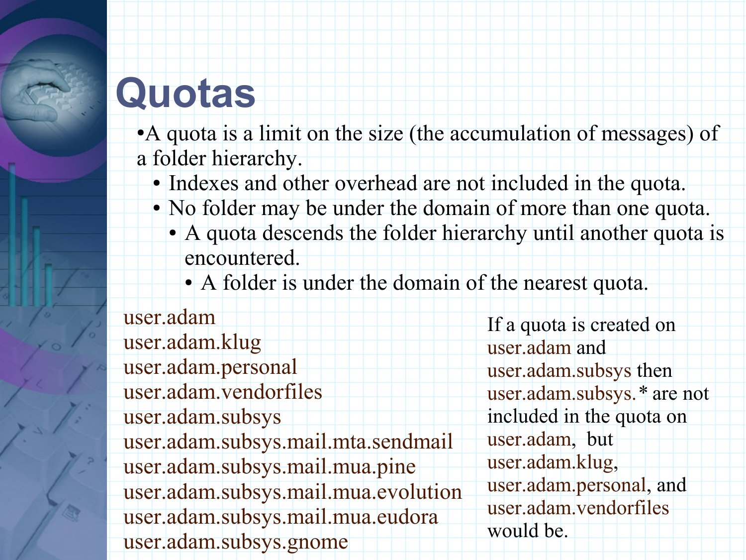# Quotas

- A quota is a limit on the size (the accumulation of messages) of a folder hierarchy.
  - Indexes and other overhead are not included in the quota.
  - No folder may be under the domain of more than one quota.
    - A quota descends the folder hierarchy until another quota is encountered.
      - A folder is under the domain of the nearest quota.

```
user.adam
user.adam.klug
user.adam.personal
user.adam.vendorfiles
user.adam.subsys
user.adam.subsys.mail.mta.sendmail
user.adam.subsys.mail.mua.pine
user.adam.subsys.mail.mua.evolution
user.adam.subsys.mail.mua.eudora
user.adam.subsys.gnome
```

If a quota is created on user.adam and user.adam.subsys then user.adam.subsys.* are not included in the quota on user.adam, but user.adam.klug, user.adam.personal, and user.adam.vendorfiles would be.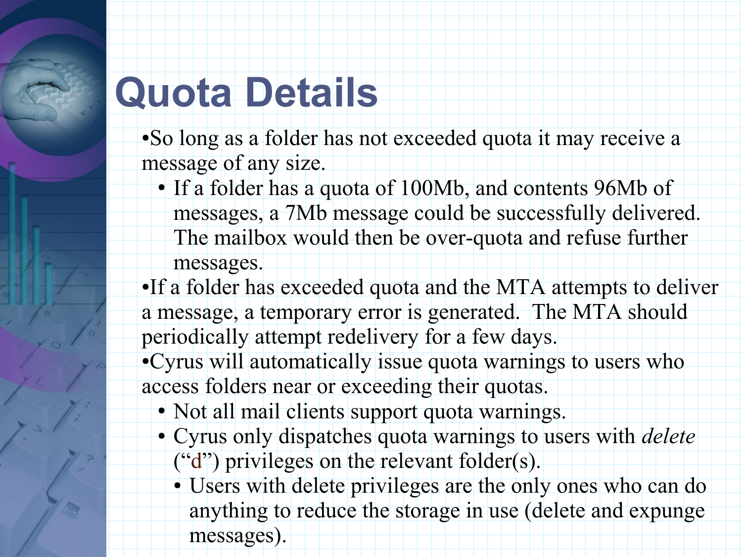# Quota Details

- So long as a folder has not exceeded quota it may receive a message of any size.
  - If a folder has a quota of 100Mb, and contents 96Mb of messages, a 7Mb message could be successfully delivered. The mailbox would then be over-quota and refuse further messages.
- If a folder has exceeded quota and the MTA attempts to deliver a message, a temporary error is generated. The MTA should periodically attempt redelivery for a few days.
- Cyrus will automatically issue quota warnings to users who access folders near or exceeding their quotas.
  - Not all mail clients support quota warnings.
  - Cyrus only dispatches quota warnings to users with *delete* ("d") privileges on the relevant folder(s).
    - Users with delete privileges are the only ones who can do anything to reduce the storage in use (delete and expunge messages).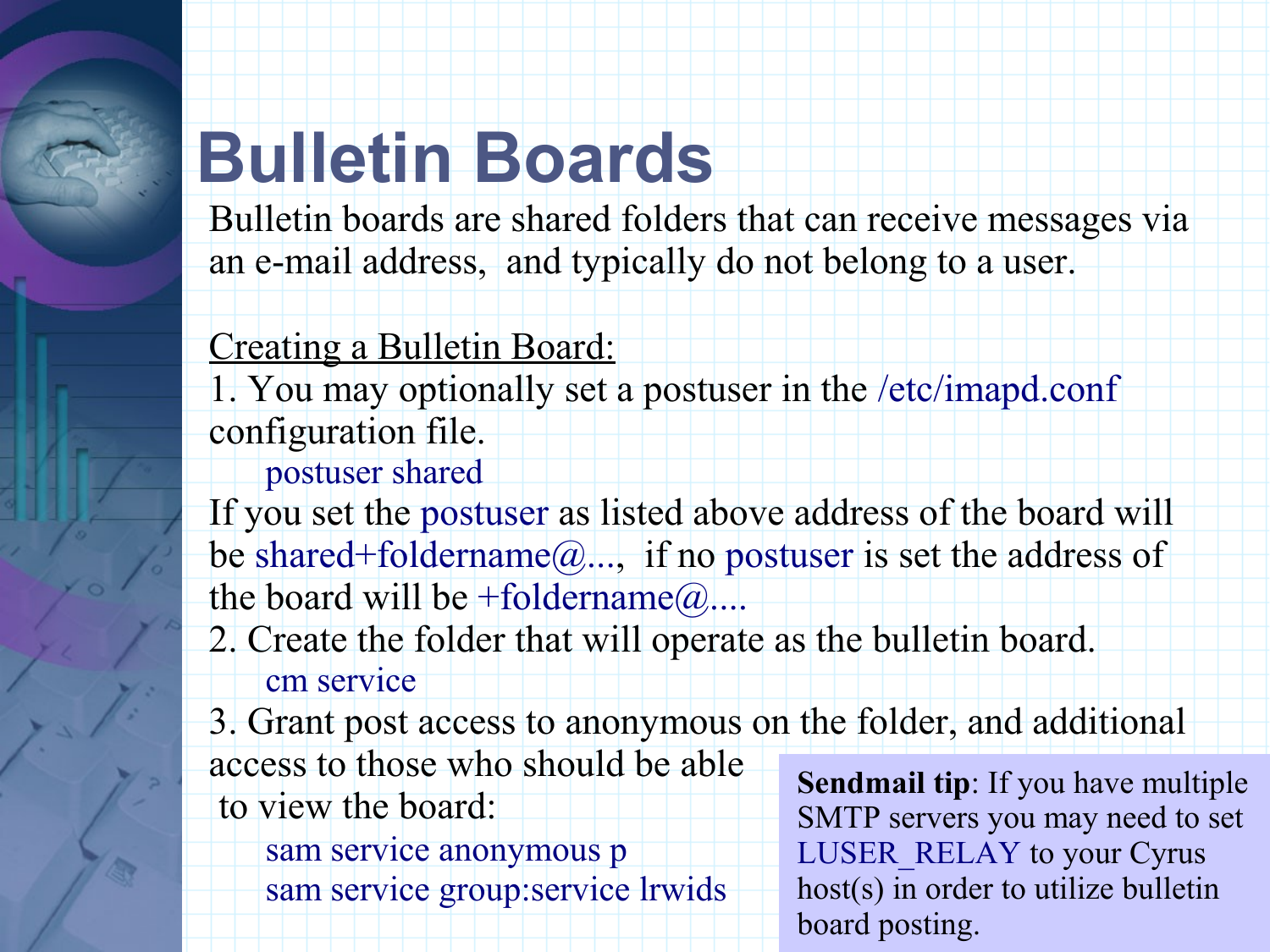# Bulletin Boards

Bulletin boards are shared folders that can receive messages via an e-mail address, and typically do not belong to a user.

Creating a Bulletin Board:

1. You may optionally set a postuser in the /etc/imapd.conf configuration file.

```
postuser shared
```

If you set the postuser as listed above address of the board will be shared+foldername@..., if no postuser is set the address of the board will be +foldername@....

2. Create the folder that will operate as the bulletin board.

```
cm service
```

3. Grant post access to anonymous on the folder, and additional access to those who should be able to view the board:

```
sam service anonymous p
sam service group:service lrwids
```

**Sendmail tip**: If you have multiple SMTP servers you may need to set LUSER_RELAY to your Cyrus host(s) in order to utilize bulletin board posting.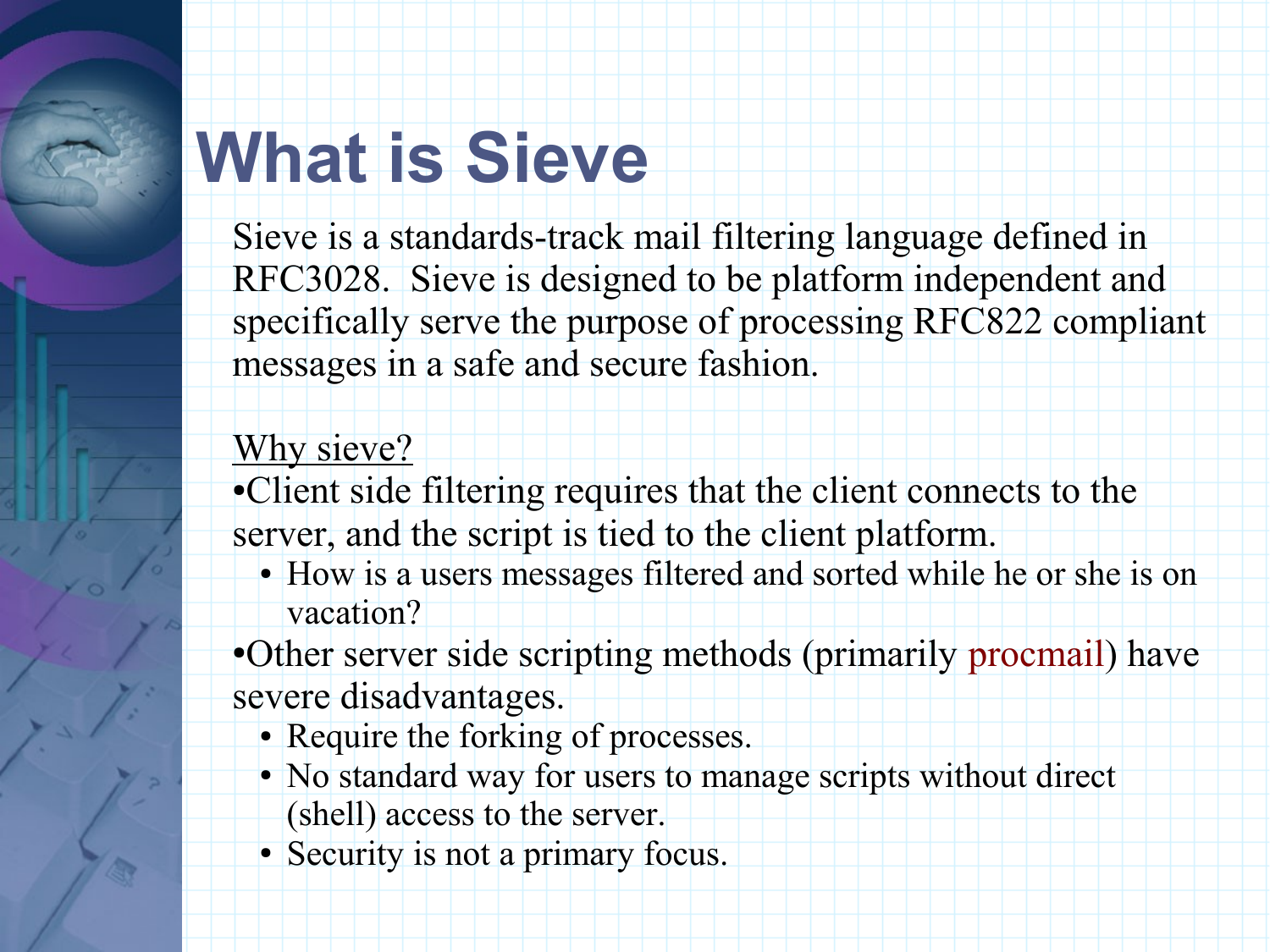# What is Sieve

Sieve is a standards-track mail filtering language defined in RFC3028. Sieve is designed to be platform independent and specifically serve the purpose of processing RFC822 compliant messages in a safe and secure fashion.

Why sieve?

- Client side filtering requires that the client connects to the server, and the script is tied to the client platform.
  - How is a users messages filtered and sorted while he or she is on vacation?
- Other server side scripting methods (primarily procmail) have severe disadvantages.
  - Require the forking of processes.
  - No standard way for users to manage scripts without direct (shell) access to the server.
  - Security is not a primary focus.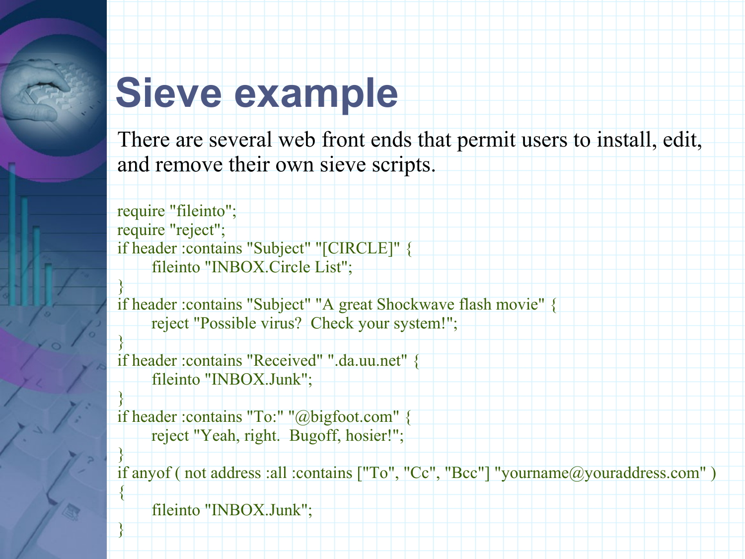# Sieve example

There are several web front ends that permit users to install, edit, and remove their own sieve scripts.

```
require "fileinto";
require "reject";
if header :contains "Subject" "[CIRCLE]" {
      fileinto "INBOX.Circle List";
}
if header :contains "Subject" "A great Shockwave flash movie" {
      reject "Possible virus?  Check your system!";
}
if header :contains "Received" ".da.uu.net" {
      fileinto "INBOX.Junk";
}
if header :contains "To:" "@bigfoot.com" {
      reject "Yeah, right.  Bugoff, hosier!";
}
if anyof ( not address :all :contains ["To", "Cc", "Bcc"] "yourname@youraddress.com" )
{
      fileinto "INBOX.Junk";
}
```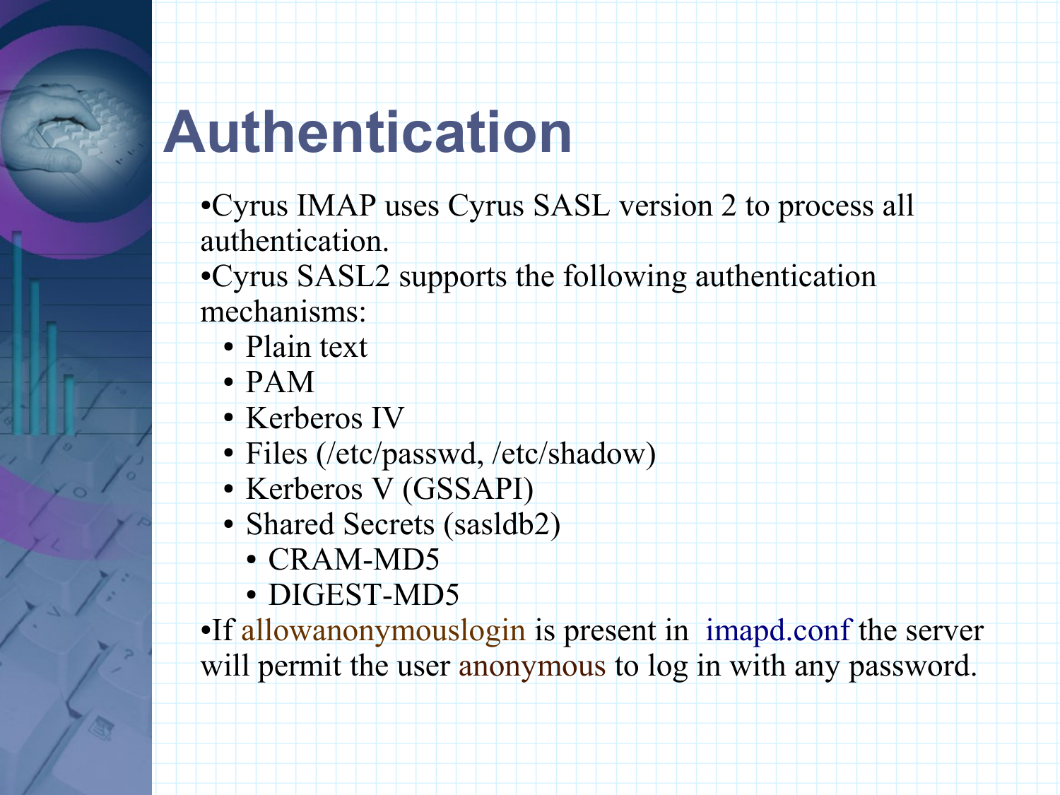# Authentication

- Cyrus IMAP uses Cyrus SASL version 2 to process all authentication.
- Cyrus SASL2 supports the following authentication mechanisms:
  - Plain text
  - PAM
  - Kerberos IV
  - Files (/etc/passwd, /etc/shadow)
  - Kerberos V (GSSAPI)
  - Shared Secrets (sasldb2)
    - CRAM-MD5
    - DIGEST-MD5
- If allowanonymouslogin is present in imapd.conf the server will permit the user anonymous to log in with any password.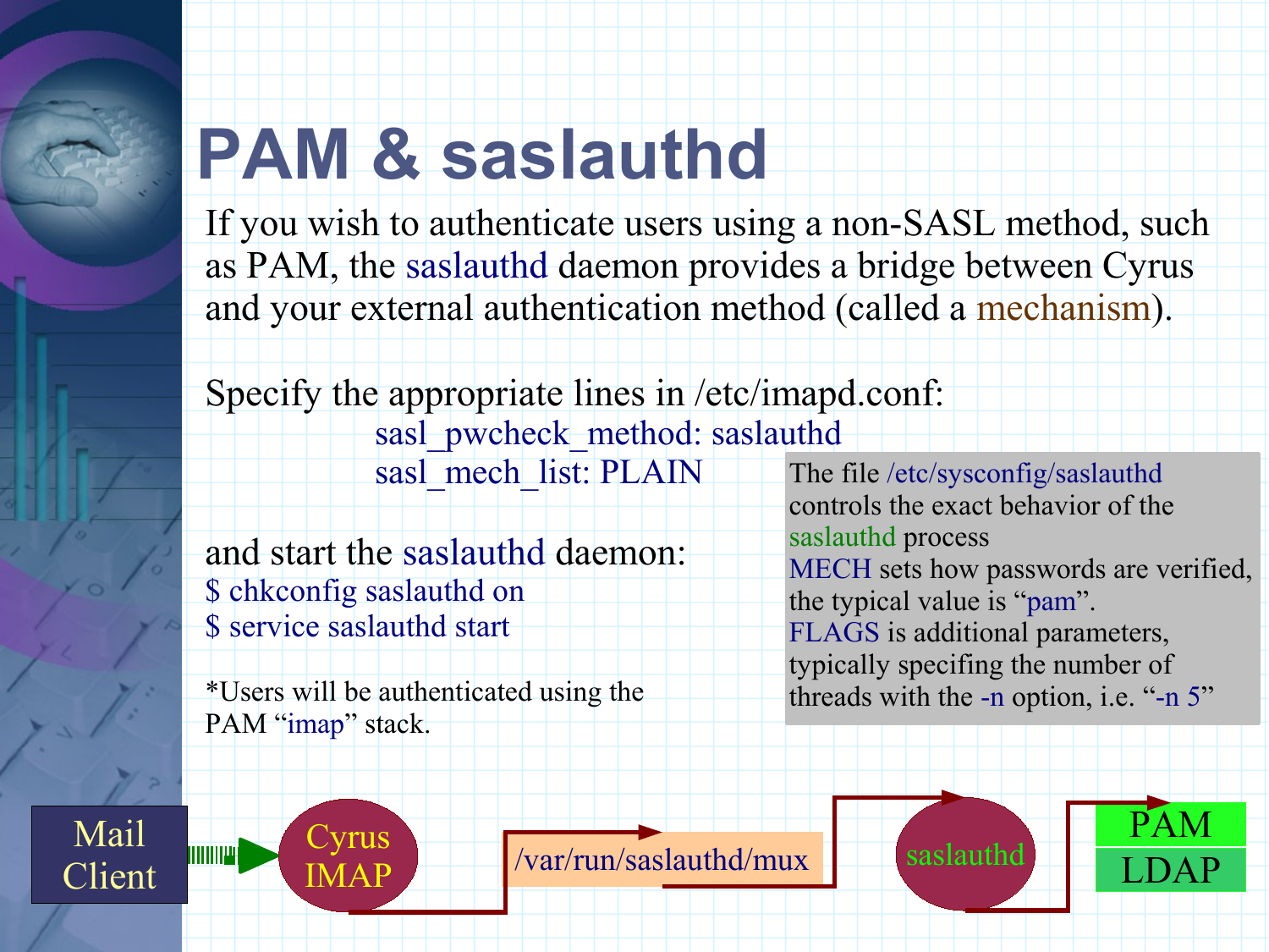# PAM & saslauthd

If you wish to authenticate users using a non-SASL method, such as PAM, the saslauthd daemon provides a bridge between Cyrus and your external authentication method (called a mechanism).

Specify the appropriate lines in /etc/imapd.conf:

```
sasl_pwcheck_method: saslauthd
sasl_mech_list: PLAIN
```

and start the saslauthd daemon:

```
$ chkconfig saslauthd on
$ service saslauthd start
```

*Users will be authenticated using the PAM "imap" stack.

The file /etc/sysconfig/saslauthd controls the exact behavior of the saslauthd process
MECH sets how passwords are verified, the typical value is "pam".
FLAGS is additional parameters, typically specifing the number of threads with the -n option, i.e. "-n 5"

Mail Client → Cyrus IMAP → /var/run/saslauthd/mux → saslauthd → PAM / LDAP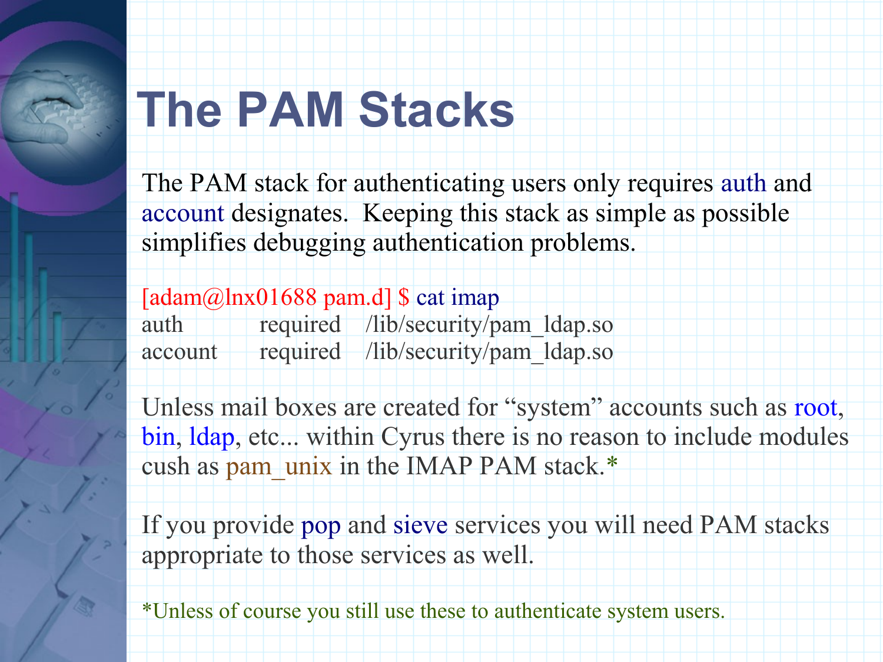# The PAM Stacks

The PAM stack for authenticating users only requires auth and account designates. Keeping this stack as simple as possible simplifies debugging authentication problems.

```
[adam@lnx01688 pam.d] $ cat imap
auth        required    /lib/security/pam_ldap.so
account     required    /lib/security/pam_ldap.so
```

Unless mail boxes are created for “system” accounts such as root, bin, ldap, etc... within Cyrus there is no reason to include modules cush as pam_unix in the IMAP PAM stack.*

If you provide pop and sieve services you will need PAM stacks appropriate to those services as well.

*Unless of course you still use these to authenticate system users.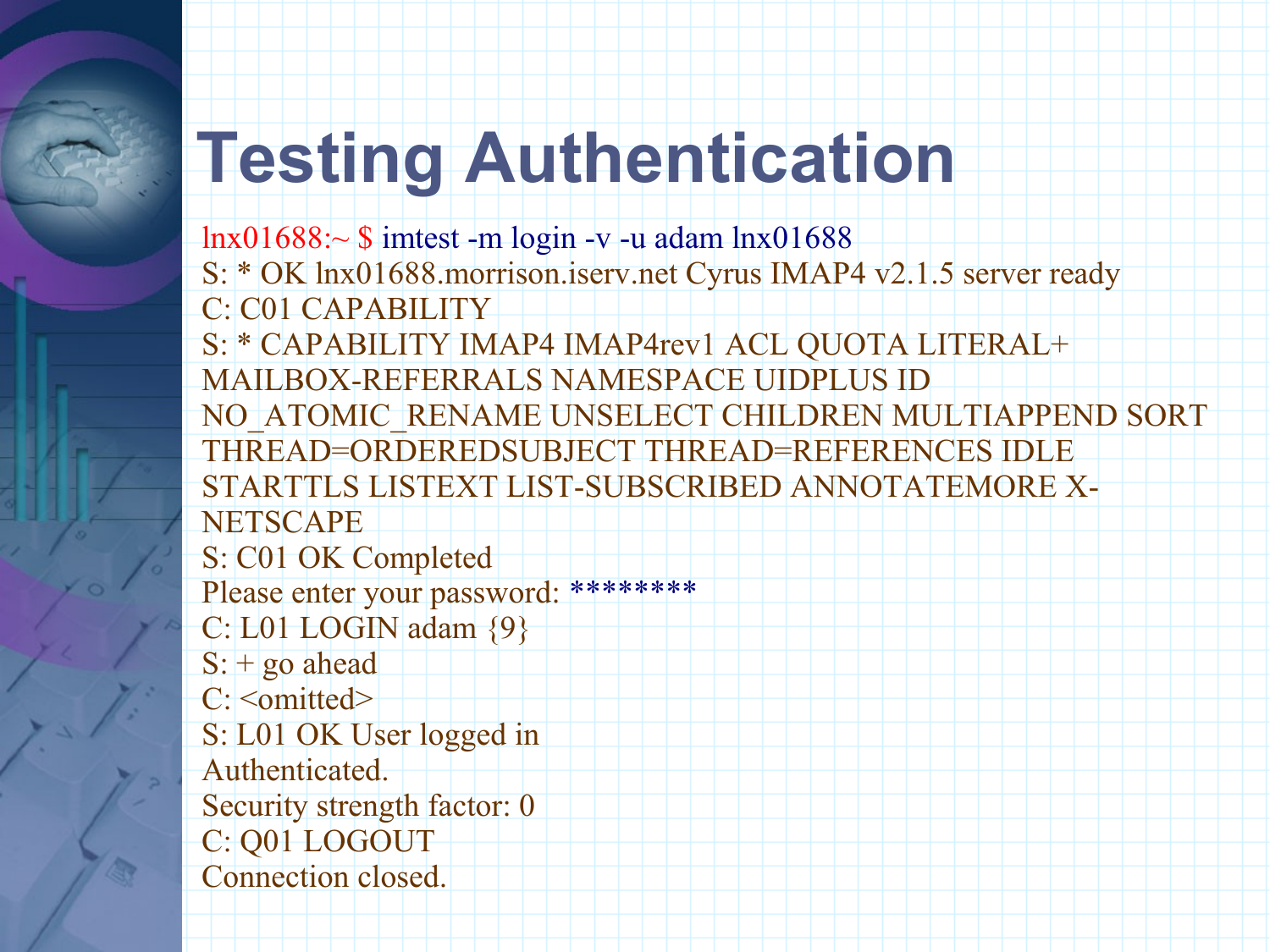# Testing Authentication

```
lnx01688:~ $ imtest -m login -v -u adam lnx01688
S: * OK lnx01688.morrison.iserv.net Cyrus IMAP4 v2.1.5 server ready
C: C01 CAPABILITY
S: * CAPABILITY IMAP4 IMAP4rev1 ACL QUOTA LITERAL+ MAILBOX-REFERRALS NAMESPACE UIDPLUS ID NO_ATOMIC_RENAME UNSELECT CHILDREN MULTIAPPEND SORT THREAD=ORDEREDSUBJECT THREAD=REFERENCES IDLE STARTTLS LISTEXT LIST-SUBSCRIBED ANNOTATEMORE X-NETSCAPE
S: C01 OK Completed
Please enter your password: ********
C: L01 LOGIN adam {9}
S: + go ahead
C: <omitted>
S: L01 OK User logged in
Authenticated.
Security strength factor: 0
C: Q01 LOGOUT
Connection closed.
```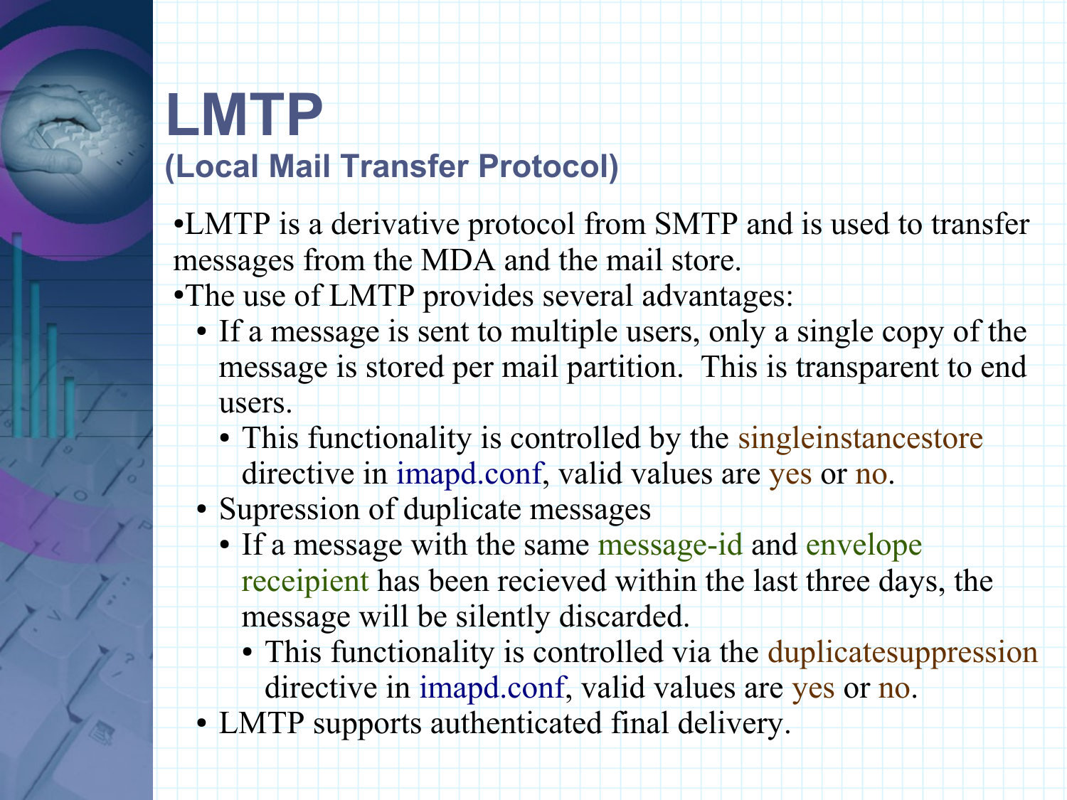# LMTP

## (Local Mail Transfer Protocol)

- LMTP is a derivative protocol from SMTP and is used to transfer messages from the MDA and the mail store.
- The use of LMTP provides several advantages:
  - If a message is sent to multiple users, only a single copy of the message is stored per mail partition. This is transparent to end users.
    - This functionality is controlled by the singleinstancestore directive in imapd.conf, valid values are yes or no.
  - Supression of duplicate messages
    - If a message with the same message-id and envelope receipient has been recieved within the last three days, the message will be silently discarded.
      - This functionality is controlled via the duplicatesuppression directive in imapd.conf, valid values are yes or no.
  - LMTP supports authenticated final delivery.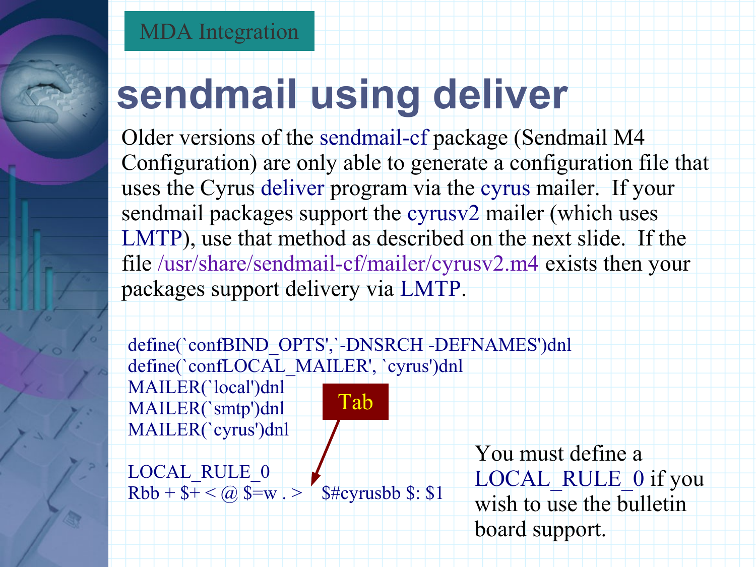MDA Integration

# sendmail using deliver

Older versions of the sendmail-cf package (Sendmail M4 Configuration) are only able to generate a configuration file that uses the Cyrus deliver program via the cyrus mailer. If your sendmail packages support the cyrusv2 mailer (which uses LMTP), use that method as described on the next slide. If the file /usr/share/sendmail-cf/mailer/cyrusv2.m4 exists then your packages support delivery via LMTP.

```
define(`confBIND_OPTS',`-DNSRCH -DEFNAMES')dnl
define(`confLOCAL_MAILER', `cyrus')dnl
MAILER(`local')dnl
MAILER(`smtp')dnl
MAILER(`cyrus')dnl

LOCAL_RULE_0
Rbb + $+ < @ $=w . >	$#cyrusbb $: $1
```

Tab

You must define a LOCAL_RULE_0 if you wish to use the bulletin board support.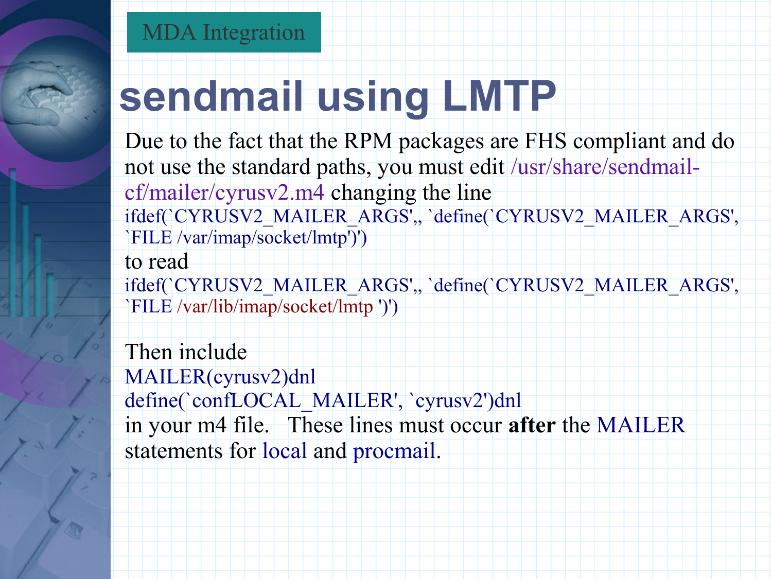MDA Integration

# sendmail using LMTP

Due to the fact that the RPM packages are FHS compliant and do not use the standard paths, you must edit /usr/share/sendmail-cf/mailer/cyrusv2.m4 changing the line

```
ifdef(`CYRUSV2_MAILER_ARGS',, `define(`CYRUSV2_MAILER_ARGS', `FILE /var/imap/socket/lmtp')')
```

to read

```
ifdef(`CYRUSV2_MAILER_ARGS',, `define(`CYRUSV2_MAILER_ARGS', `FILE /var/lib/imap/socket/lmtp ')')
```

Then include

```
MAILER(cyrusv2)dnl
define(`confLOCAL_MAILER', `cyrusv2')dnl
```

in your m4 file. These lines must occur **after** the MAILER statements for local and procmail.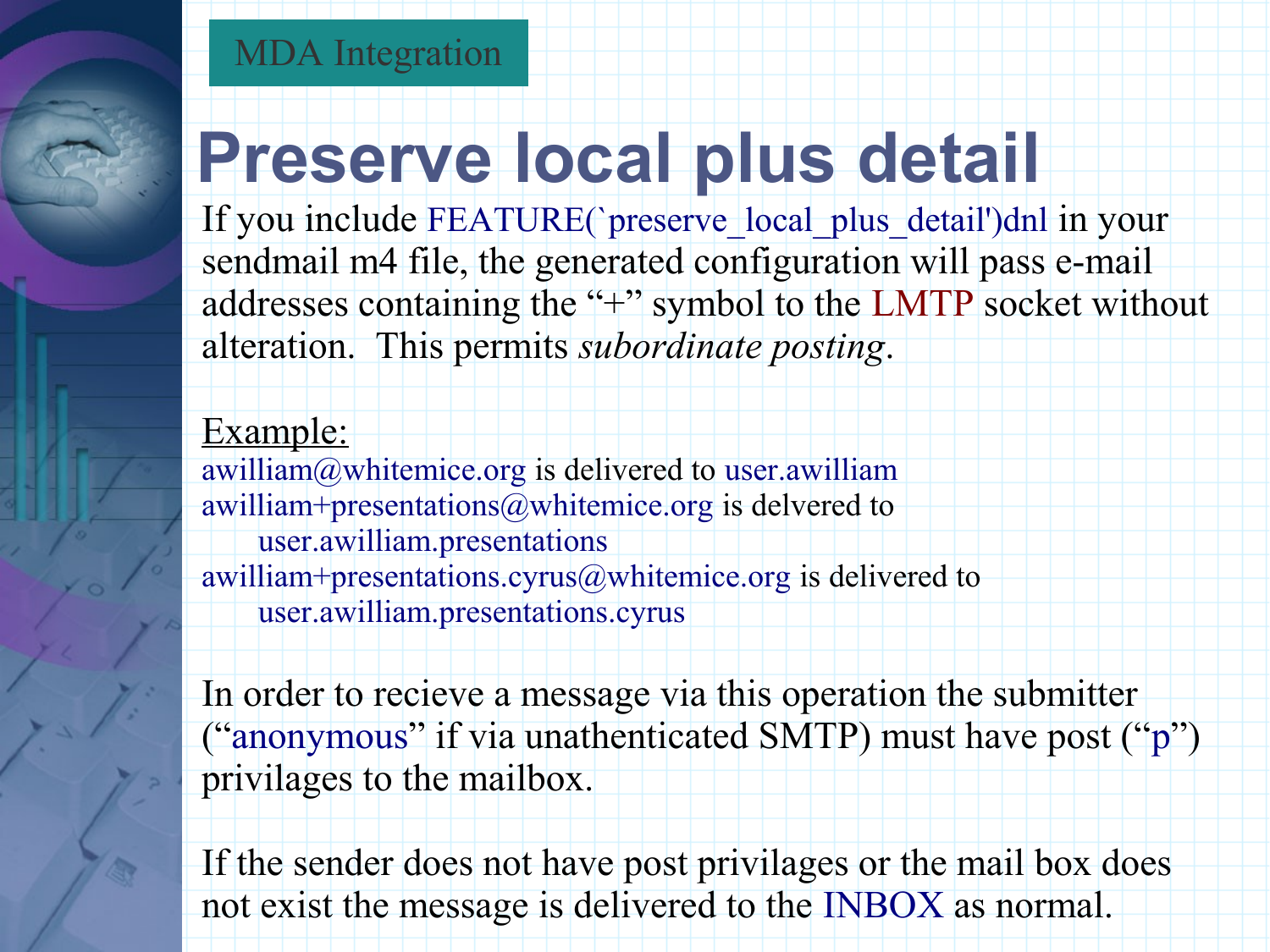MDA Integration

# Preserve local plus detail

If you include FEATURE(`preserve_local_plus_detail')dnl in your sendmail m4 file, the generated configuration will pass e-mail addresses containing the "+" symbol to the LMTP socket without alteration. This permits *subordinate posting*.

<u>Example:</u>

awilliam@whitemice.org is delivered to user.awilliam
awilliam+presentations@whitemice.org is delvered to
    user.awilliam.presentations
awilliam+presentations.cyrus@whitemice.org is delivered to
    user.awilliam.presentations.cyrus

In order to recieve a message via this operation the submitter ("anonymous" if via unathenticated SMTP) must have post ("p") privilages to the mailbox.

If the sender does not have post privileges or the mail box does not exist the message is delivered to the INBOX as normal.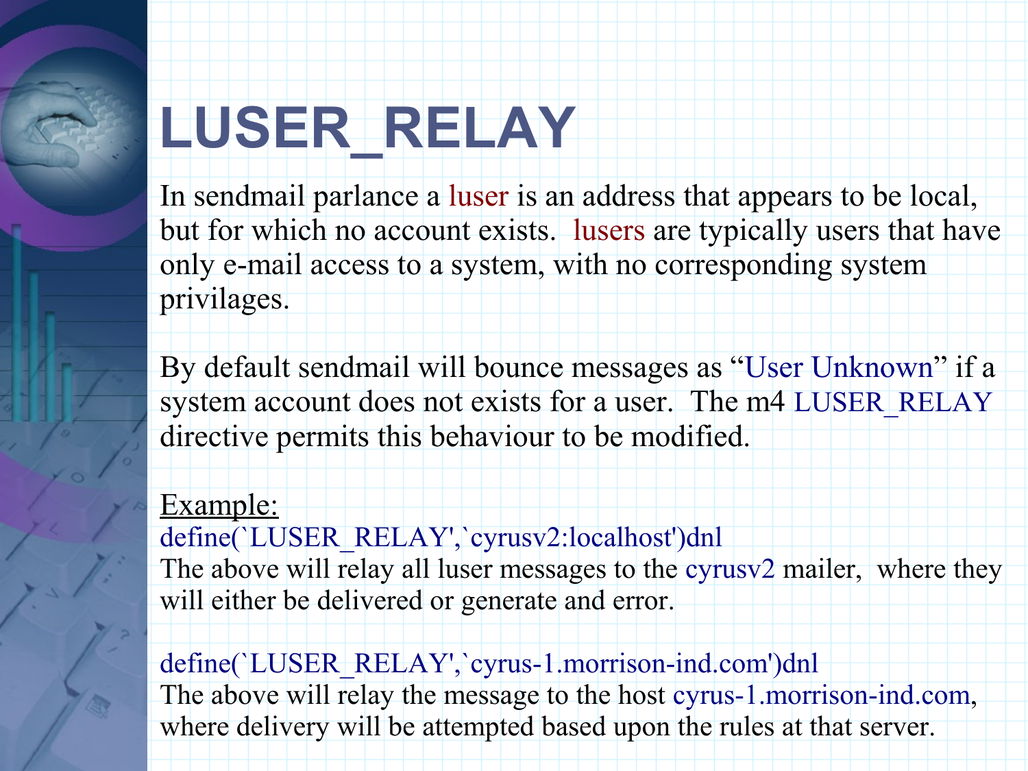# LUSER_RELAY

In sendmail parlance a luser is an address that appears to be local, but for which no account exists. lusers are typically users that have only e-mail access to a system, with no corresponding system privileges.

By default sendmail will bounce messages as "User Unknown" if a system account does not exists for a user. The m4 LUSER_RELAY directive permits this behaviour to be modified.

Example:

```
define(`LUSER_RELAY',`cyrusv2:localhost')dnl
```

The above will relay all luser messages to the cyrusv2 mailer, where they will either be delivered or generate and error.

```
define(`LUSER_RELAY',`cyrus-1.morrison-ind.com')dnl
```

The above will relay the message to the host cyrus-1.morrison-ind.com, where delivery will be attempted based upon the rules at that server.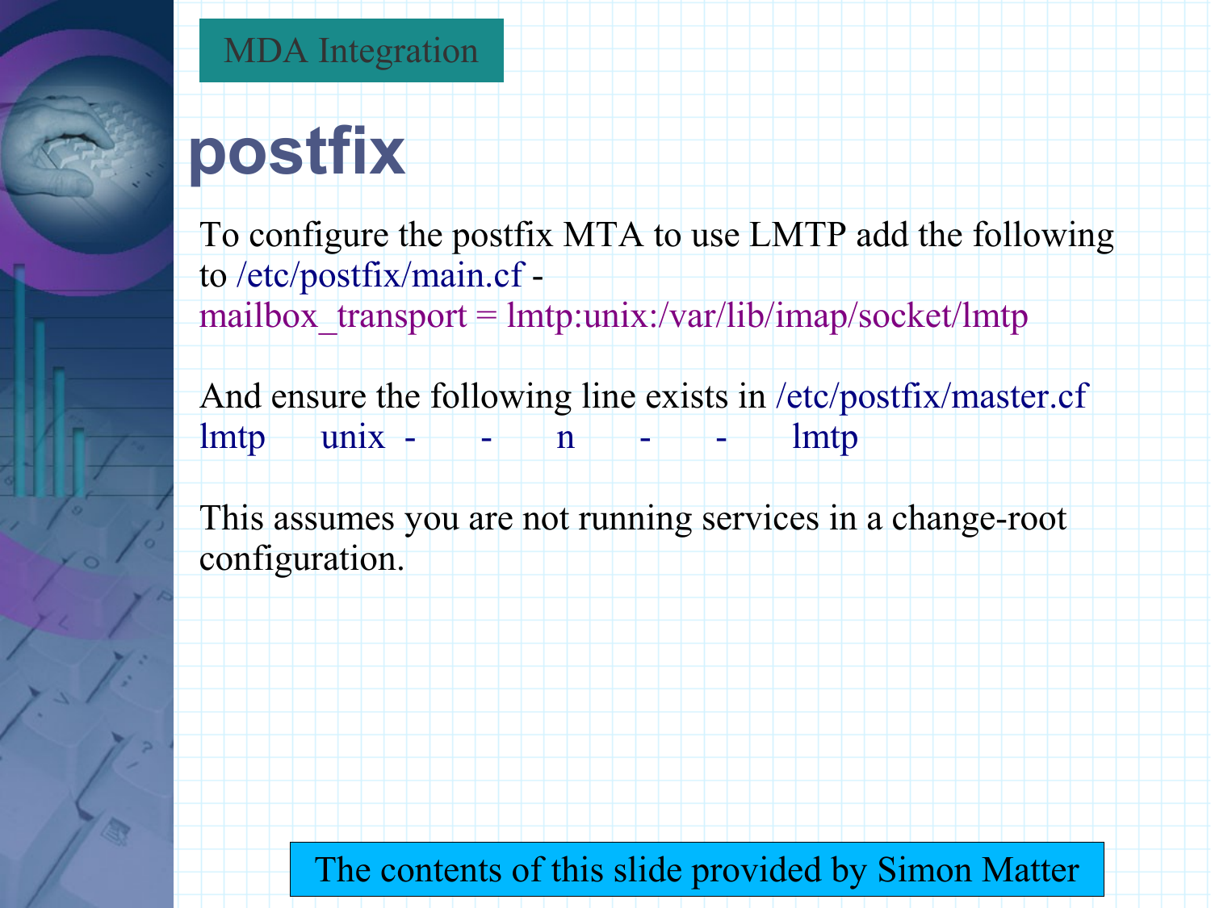MDA Integration

# postfix

To configure the postfix MTA to use LMTP add the following to /etc/postfix/main.cf -

```
mailbox_transport = lmtp:unix:/var/lib/imap/socket/lmtp
```

And ensure the following line exists in /etc/postfix/master.cf

```
lmtp      unix  -       -       n       -       -       lmtp
```

This assumes you are not running services in a change-root configuration.

The contents of this slide provided by Simon Matter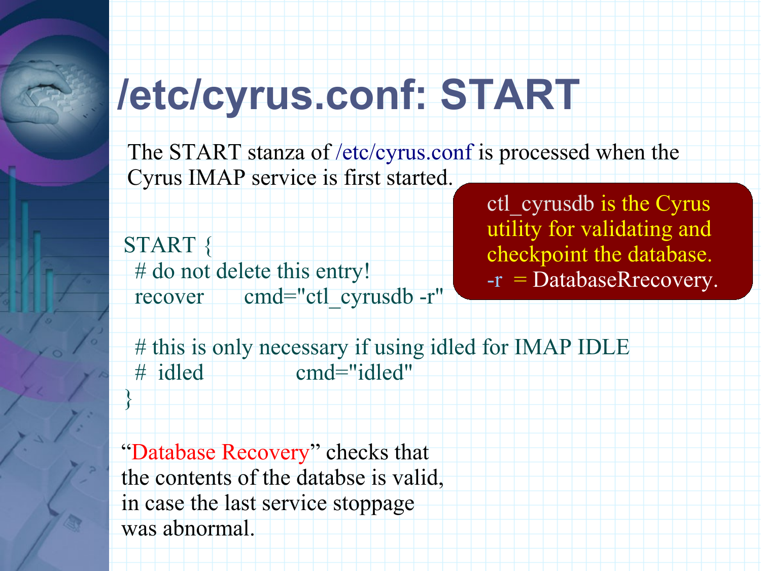# /etc/cyrus.conf: START

The START stanza of /etc/cyrus.conf is processed when the Cyrus IMAP service is first started.

```
START {
  # do not delete this entry!
  recover       cmd="ctl_cyrusdb -r"

  # this is only necessary if using idled for IMAP IDLE
  #  idled              cmd="idled"
}
```

ctl_cyrusdb is the Cyrus utility for validating and checkpoint the database.
-r = DatabaseRrecovery.

"Database Recovery" checks that the contents of the databse is valid, in case the last service stoppage was abnormal.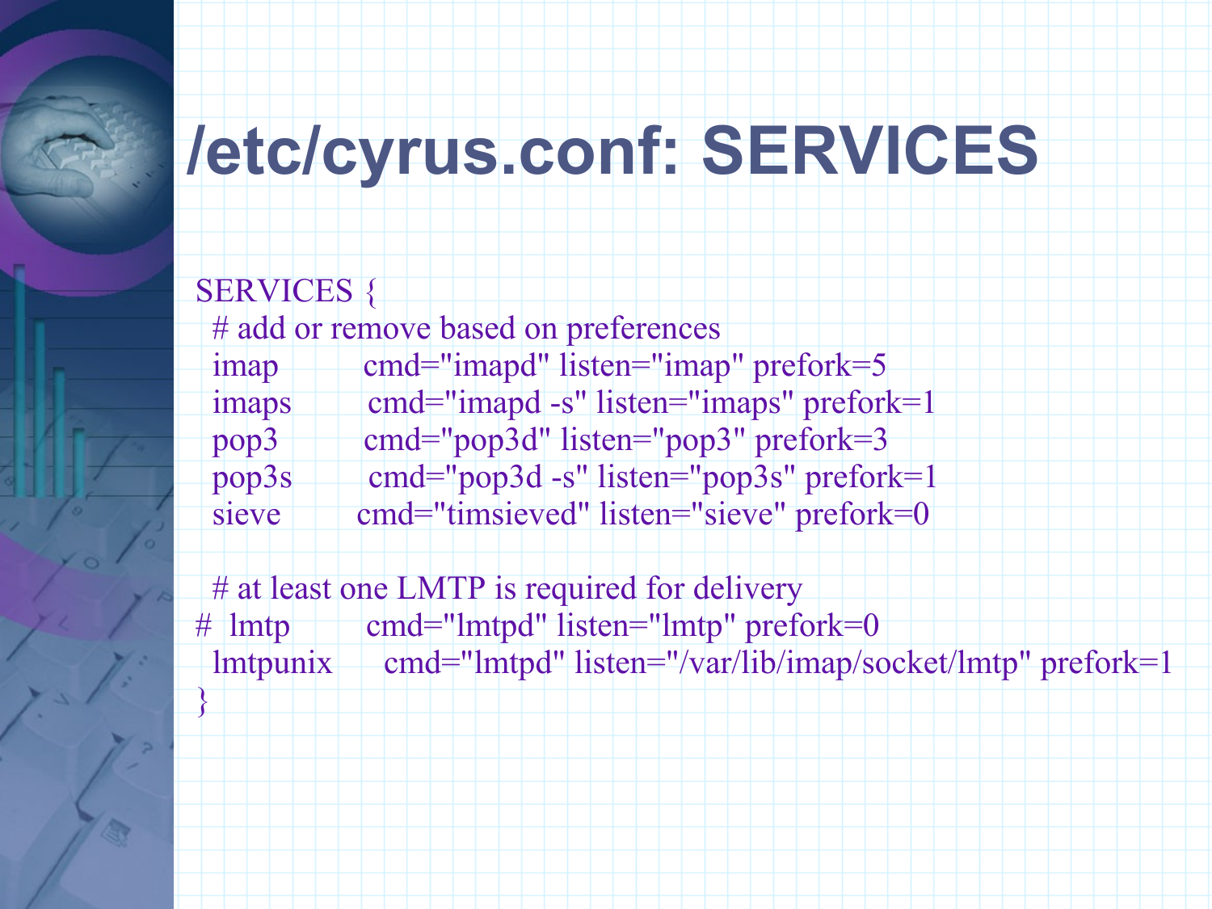# /etc/cyrus.conf: SERVICES

```
SERVICES {
  # add or remove based on preferences
  imap        cmd="imapd" listen="imap" prefork=5
  imaps       cmd="imapd -s" listen="imaps" prefork=1
  pop3        cmd="pop3d" listen="pop3" prefork=3
  pop3s       cmd="pop3d -s" listen="pop3s" prefork=1
  sieve       cmd="timsieved" listen="sieve" prefork=0

  # at least one LMTP is required for delivery
#  lmtp       cmd="lmtpd" listen="lmtp" prefork=0
  lmtpunix    cmd="lmtpd" listen="/var/lib/imap/socket/lmtp" prefork=1
}
```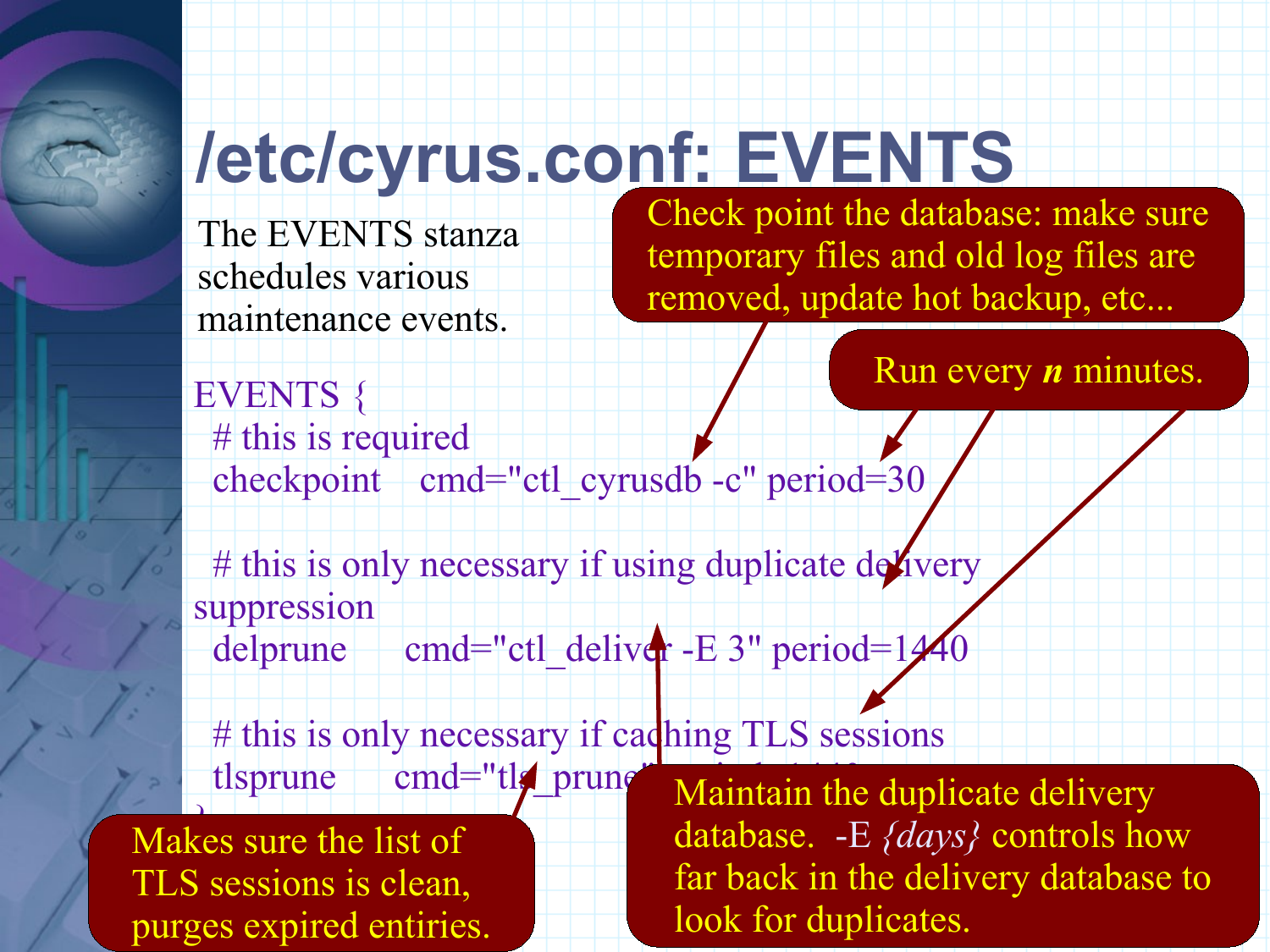# /etc/cyrus.conf: EVENTS

The EVENTS stanza schedules various maintenance events.

```
EVENTS {
  # this is required
  checkpoint    cmd="ctl_cyrusdb -c" period=30

  # this is only necessary if using duplicate delivery suppression
  delprune      cmd="ctl_deliver -E 3" period=1440

  # this is only necessary if caching TLS sessions
  tlsprune      cmd="tls_prune" period=1440
}
```

Check point the database: make sure temporary files and old log files are removed, update hot backup, etc...

Run every ***n*** minutes.

Maintain the duplicate delivery database. -E *{days}* controls how far back in the delivery database to look for duplicates.

Makes sure the list of TLS sessions is clean, purges expired entiries.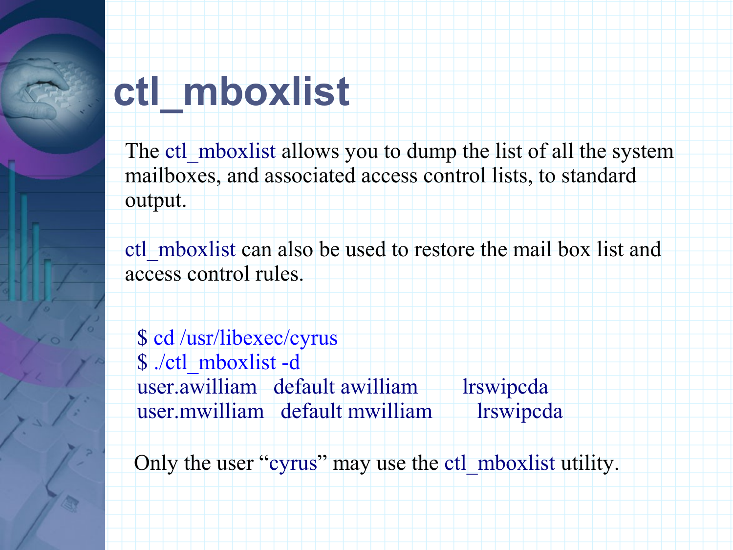# ctl_mboxlist

The ctl_mboxlist allows you to dump the list of all the system mailboxes, and associated access control lists, to standard output.

ctl_mboxlist can also be used to restore the mail box list and access control rules.

```
$ cd /usr/libexec/cyrus
$ ./ctl_mboxlist -d
user.awilliam   default awilliam        lrswipcda
user.mwilliam   default mwilliam        lrswipcda
```

Only the user “cyrus” may use the ctl_mboxlist utility.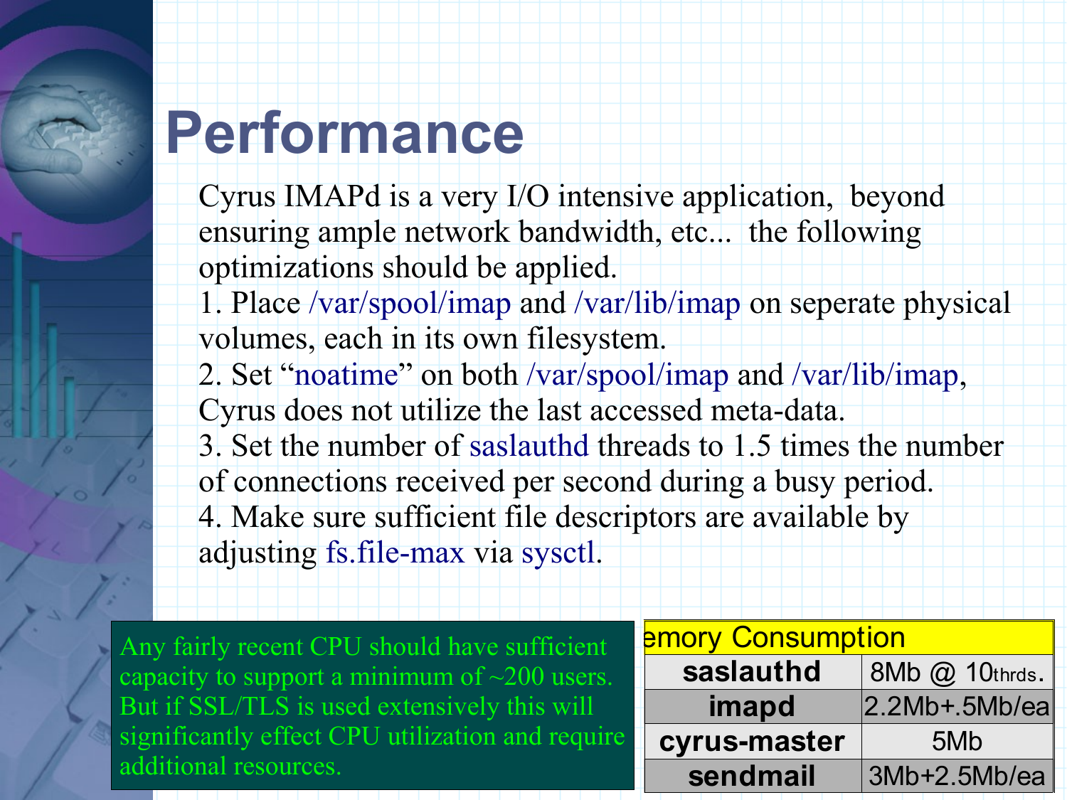# Performance

Cyrus IMAPd is a very I/O intensive application, beyond ensuring ample network bandwidth, etc... the following optimizations should be applied.

1. Place /var/spool/imap and /var/lib/imap on seperate physical volumes, each in its own filesystem.
2. Set "noatime" on both /var/spool/imap and /var/lib/imap, Cyrus does not utilize the last accessed meta-data.
3. Set the number of saslauthd threads to 1.5 times the number of connections received per second during a busy period.
4. Make sure sufficient file descriptors are available by adjusting fs.file-max via sysctl.

Any fairly recent CPU should have sufficient capacity to support a minimum of ~200 users. But if SSL/TLS is used extensively this will significantly effect CPU utilization and require additional resources.

| emory Consumption | |
|---|---|
| **saslauthd** | 8Mb @ 10thrds. |
| **imapd** | 2.2Mb+.5Mb/ea |
| **cyrus-master** | 5Mb |
| **sendmail** | 3Mb+2.5Mb/ea |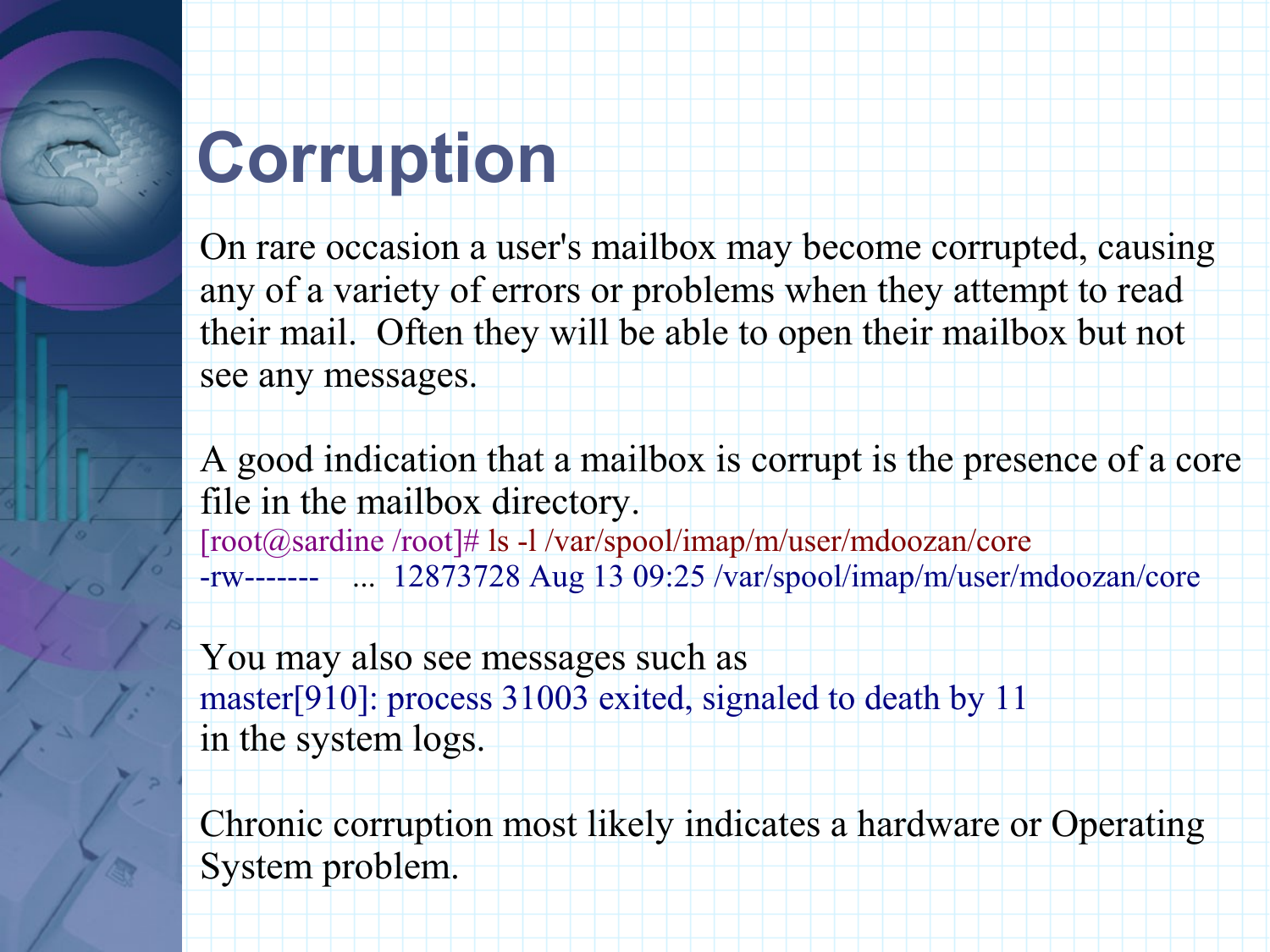# Corruption

On rare occasion a user's mailbox may become corrupted, causing any of a variety of errors or problems when they attempt to read their mail. Often they will be able to open their mailbox but not see any messages.

A good indication that a mailbox is corrupt is the presence of a core file in the mailbox directory.

```
[root@sardine /root]# ls -l /var/spool/imap/m/user/mdoozan/core
-rw-------    ...  12873728 Aug 13 09:25 /var/spool/imap/m/user/mdoozan/core
```

You may also see messages such as

```
master[910]: process 31003 exited, signaled to death by 11
```

in the system logs.

Chronic corruption most likely indicates a hardware or Operating System problem.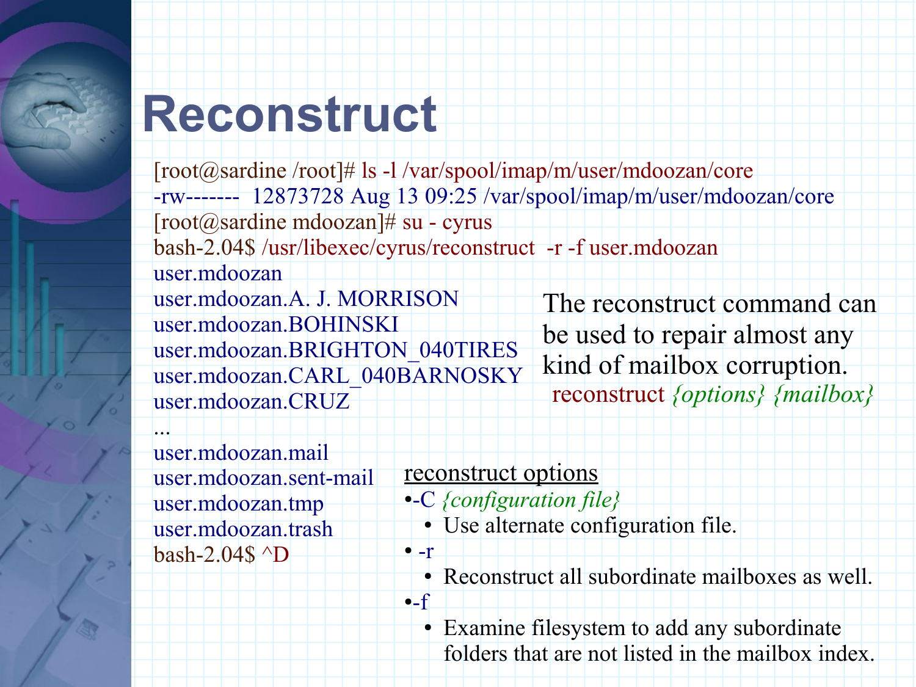# Reconstruct

```
[root@sardine /root]# ls -l /var/spool/imap/m/user/mdoozan/core
-rw-------  12873728 Aug 13 09:25 /var/spool/imap/m/user/mdoozan/core
[root@sardine mdoozan]# su - cyrus
bash-2.04$ /usr/libexec/cyrus/reconstruct  -r -f user.mdoozan
user.mdoozan
user.mdoozan.A. J. MORRISON
user.mdoozan.BOHINSKI
user.mdoozan.BRIGHTON_040TIRES
user.mdoozan.CARL_040BARNOSKY
user.mdoozan.CRUZ
...
user.mdoozan.mail
user.mdoozan.sent-mail
user.mdoozan.tmp
user.mdoozan.trash
bash-2.04$ ^D
```

The reconstruct command can be used to repair almost any kind of mailbox corruption.

reconstruct *{options}* *{mailbox}*

<u>reconstruct options</u>

- -C *{configuration file}*
  - Use alternate configuration file.
- -r
  - Reconstruct all subordinate mailboxes as well.
- -f
  - Examine filesystem to add any subordinate folders that are not listed in the mailbox index.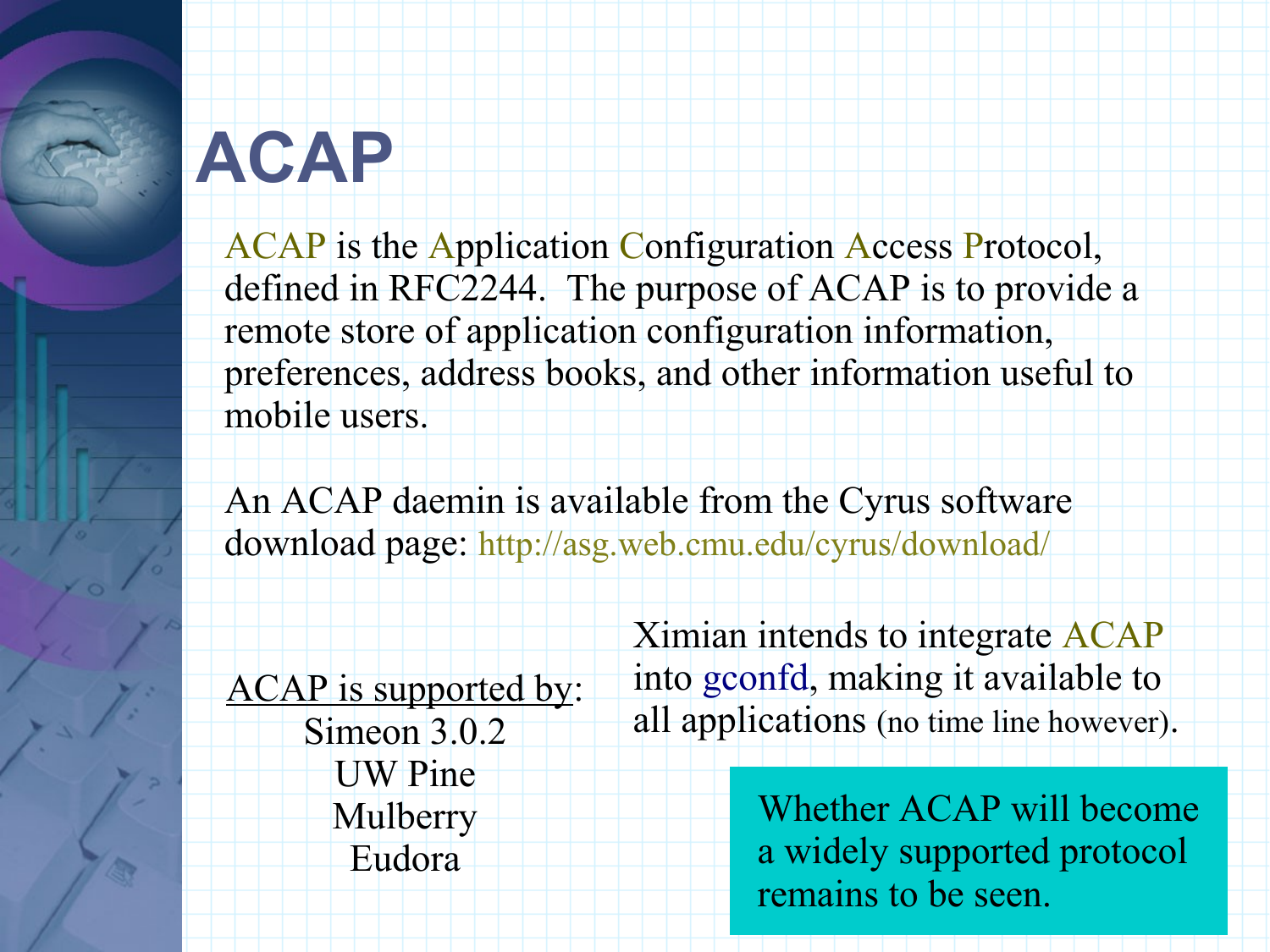# ACAP

ACAP is the Application Configuration Access Protocol, defined in RFC2244. The purpose of ACAP is to provide a remote store of application configuration information, preferences, address books, and other information useful to mobile users.

An ACAP daemin is available from the Cyrus software download page: http://asg.web.cmu.edu/cyrus/download/

ACAP is supported by:

Simeon 3.0.2
UW Pine
Mulberry
Eudora

Ximian intends to integrate ACAP into gconfd, making it available to all applications (no time line however).

Whether ACAP will become a widely supported protocol remains to be seen.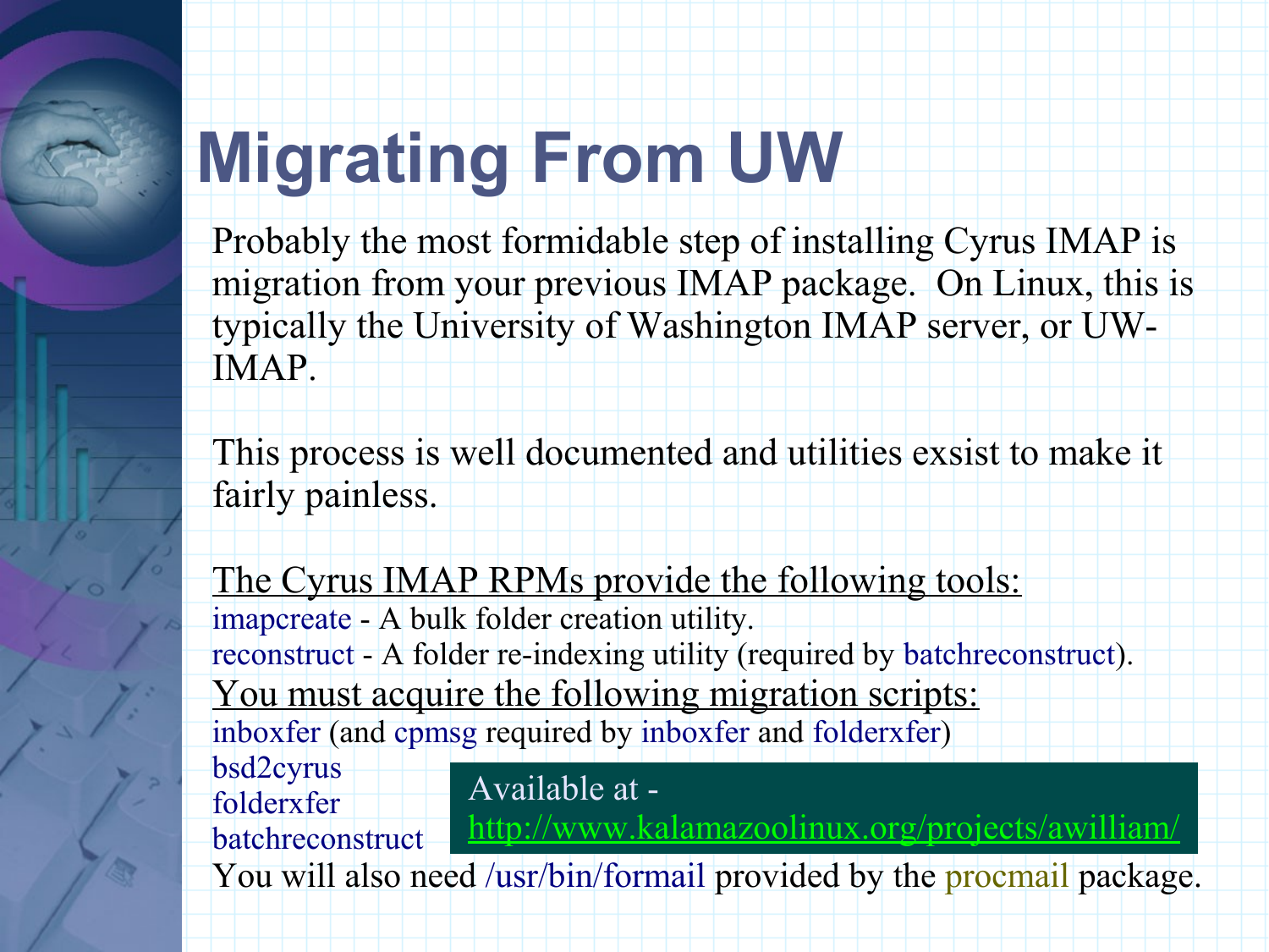# Migrating From UW

Probably the most formidable step of installing Cyrus IMAP is migration from your previous IMAP package. On Linux, this is typically the University of Washington IMAP server, or UW-IMAP.

This process is well documented and utilities exsist to make it fairly painless.

The Cyrus IMAP RPMs provide the following tools:

imapcreate - A bulk folder creation utility.
reconstruct - A folder re-indexing utility (required by batchreconstruct).

You must acquire the following migration scripts:

inboxfer (and cpmsg required by inboxfer and folderxfer)
bsd2cyrus
folderxfer
batchreconstruct

Available at - http://www.kalamazoolinux.org/projects/awilliam/

You will also need /usr/bin/formail provided by the procmail package.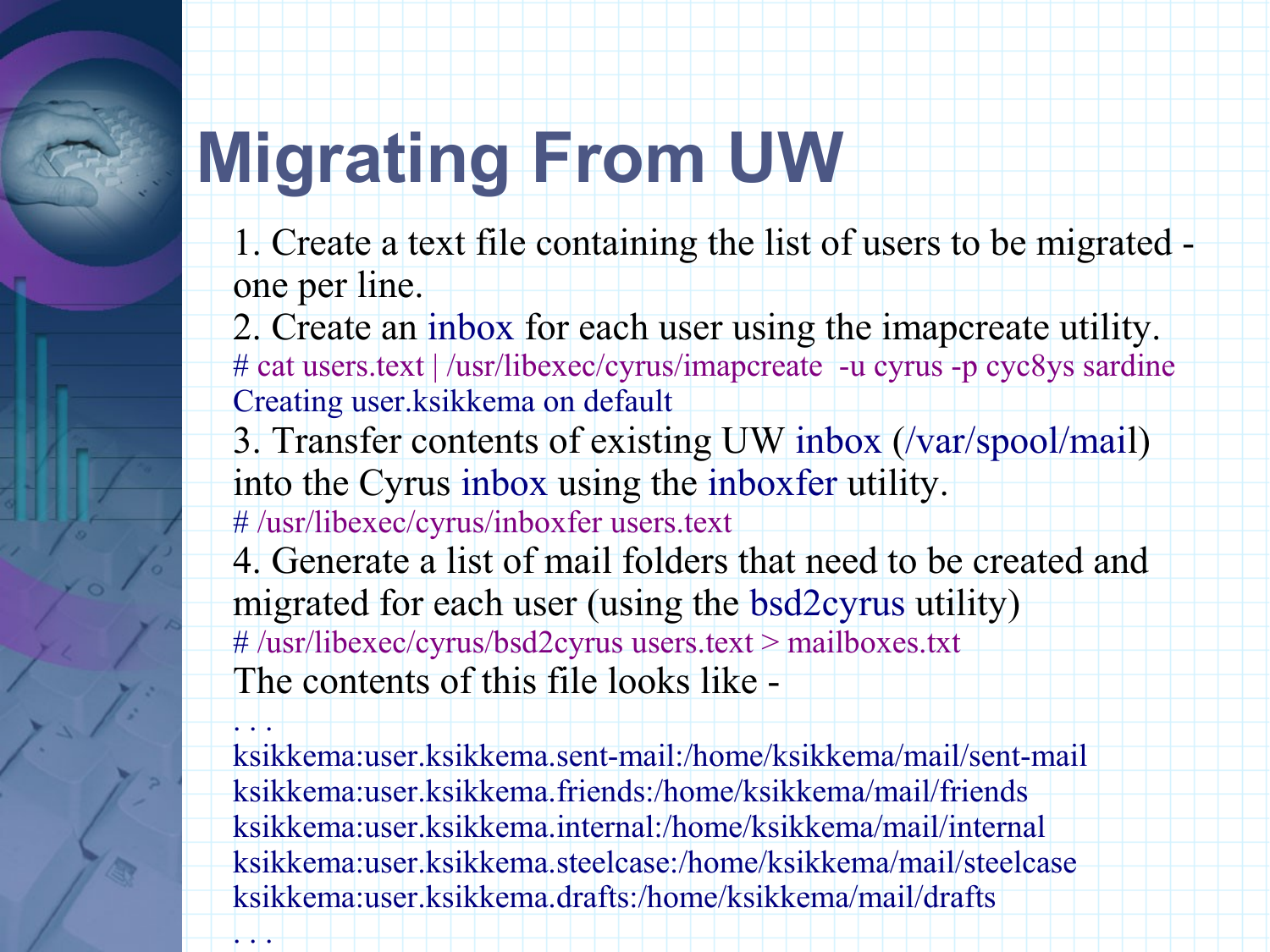# Migrating From UW

1. Create a text file containing the list of users to be migrated - one per line.
2. Create an inbox for each user using the imapcreate utility.

```
# cat users.text | /usr/libexec/cyrus/imapcreate  -u cyrus -p cyc8ys sardine
Creating user.ksikkema on default
```

3. Transfer contents of existing UW inbox (/var/spool/mail) into the Cyrus inbox using the inboxfer utility.

```
# /usr/libexec/cyrus/inboxfer users.text
```

4. Generate a list of mail folders that need to be created and migrated for each user (using the bsd2cyrus utility)

```
# /usr/libexec/cyrus/bsd2cyrus users.text > mailboxes.txt
```

The contents of this file looks like -

```
. . .
ksikkema:user.ksikkema.sent-mail:/home/ksikkema/mail/sent-mail
ksikkema:user.ksikkema.friends:/home/ksikkema/mail/friends
ksikkema:user.ksikkema.internal:/home/ksikkema/mail/internal
ksikkema:user.ksikkema.steelcase:/home/ksikkema/mail/steelcase
ksikkema:user.ksikkema.drafts:/home/ksikkema/mail/drafts
. . .
```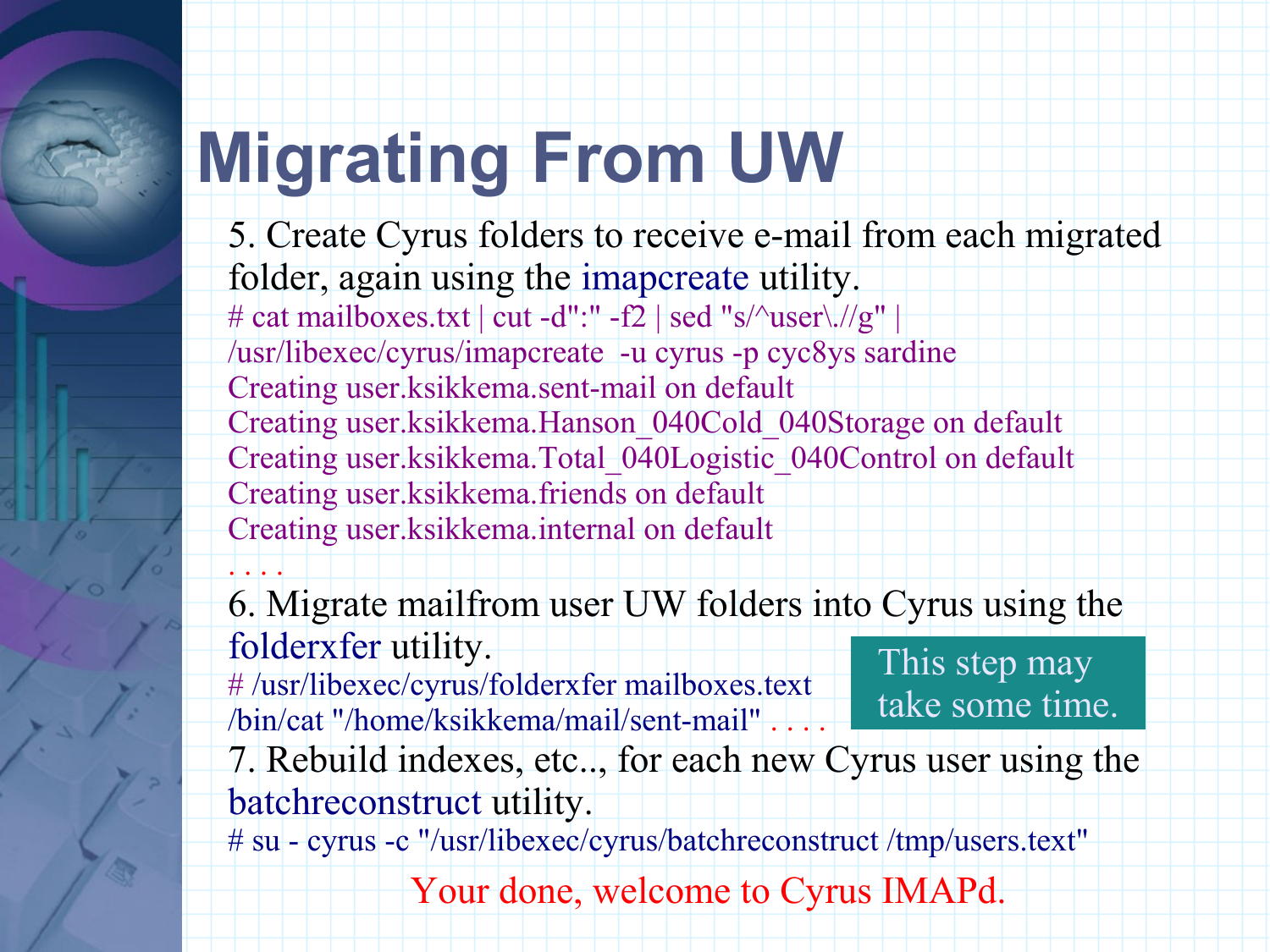# Migrating From UW

5. Create Cyrus folders to receive e-mail from each migrated folder, again using the imapcreate utility.

```
# cat mailboxes.txt | cut -d":" -f2 | sed "s/^user\.//g" |
/usr/libexec/cyrus/imapcreate  -u cyrus -p cyc8ys sardine
Creating user.ksikkema.sent-mail on default
Creating user.ksikkema.Hanson_040Cold_040Storage on default
Creating user.ksikkema.Total_040Logistic_040Control on default
Creating user.ksikkema.friends on default
Creating user.ksikkema.internal on default
. . . .
```

6. Migrate mailfrom user UW folders into Cyrus using the folderxfer utility.

```
# /usr/libexec/cyrus/folderxfer mailboxes.text
/bin/cat "/home/ksikkema/mail/sent-mail" . . . .
```

This step may take some time.

7. Rebuild indexes, etc.., for each new Cyrus user using the batchreconstruct utility.

```
# su - cyrus -c "/usr/libexec/cyrus/batchreconstruct /tmp/users.text"
```

Your done, welcome to Cyrus IMAPd.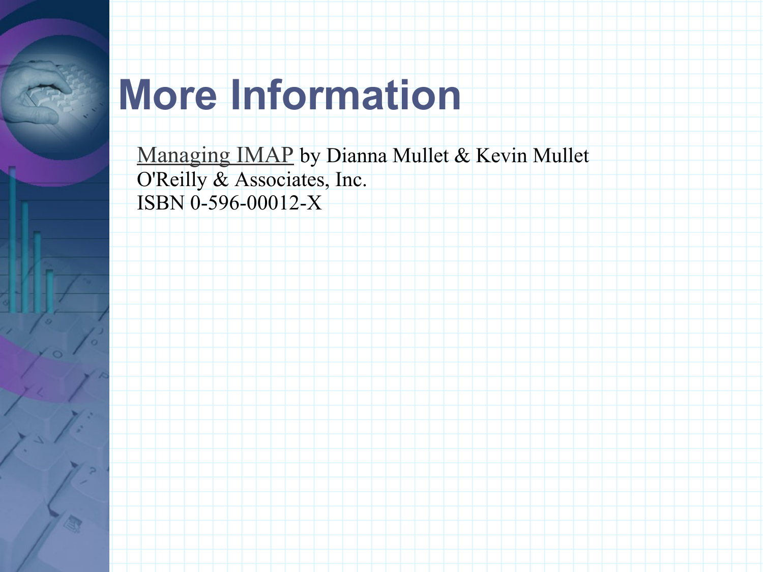# More Information

Managing IMAP by Dianna Mullet & Kevin Mullet
O'Reilly & Associates, Inc.
ISBN 0-596-00012-X